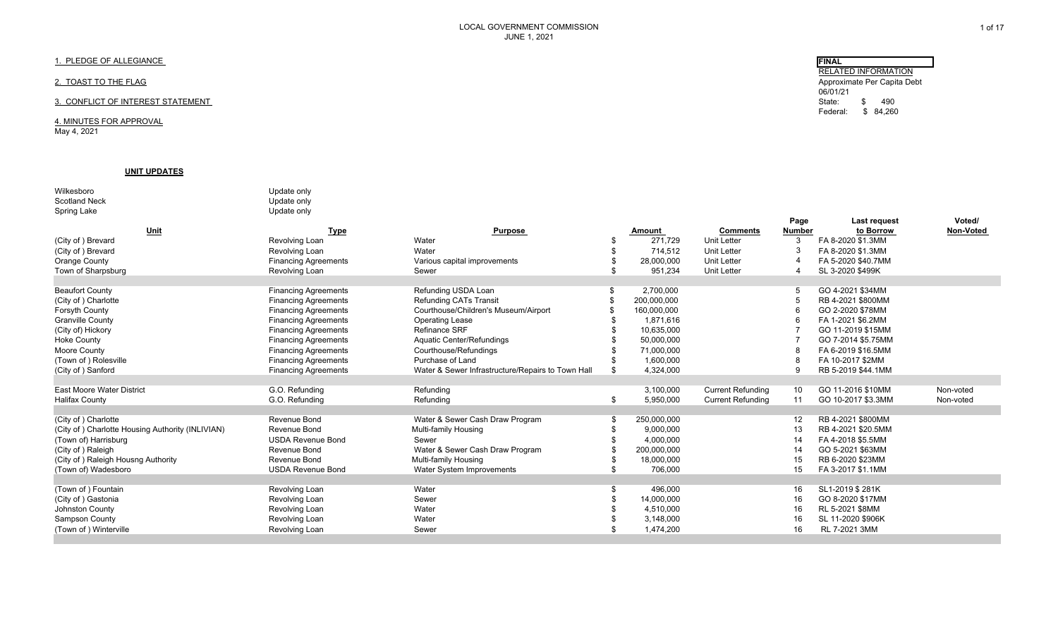LOCAL GOVERNMENT COMMISSION
JUNE 1, 2021

**FINAL**

RELATED INFORMATION
Approximate Per Capita Debt
06/01/21
State: $ 490
Federal: $ 84,260

1. PLEDGE OF ALLEGIANCE

2. TOAST TO THE FLAG

3. CONFLICT OF INTEREST STATEMENT

4. MINUTES FOR APPROVAL
May 4, 2021

**UNIT UPDATES**

Wilkesboro — Update only
Scotland Neck — Update only
Spring Lake — Update only

| Unit | Type | Purpose | Amount | Comments | Page Number | Last request to Borrow | Voted/ Non-Voted |
|---|---|---|---|---|---|---|---|
| (City of ) Brevard | Revolving Loan | Water | $ 271,729 | Unit Letter | 3 | FA 8-2020 $1.3MM | |
| (City of ) Brevard | Revolving Loan | Water | $ 714,512 | Unit Letter | 3 | FA 8-2020 $1.3MM | |
| Orange County | Financing Agreements | Various capital improvements | $ 28,000,000 | Unit Letter | 4 | FA 5-2020 $40.7MM | |
| Town of Sharpsburg | Revolving Loan | Sewer | $ 951,234 | Unit Letter | 4 | SL 3-2020 $499K | |
| | | | | | | | |
| Beaufort County | Financing Agreements | Refunding USDA Loan | $ 2,700,000 | | 5 | GO 4-2021 $34MM | |
| (City of ) Charlotte | Financing Agreements | Refunding CATs Transit | $ 200,000,000 | | 5 | RB 4-2021 $800MM | |
| Forsyth County | Financing Agreements | Courthouse/Children's Museum/Airport | $ 160,000,000 | | 6 | GO 2-2020 $78MM | |
| Granville County | Financing Agreements | Operating Lease | $ 1,871,616 | | 6 | FA 1-2021 $6.2MM | |
| (City of) Hickory | Financing Agreements | Refinance SRF | $ 10,635,000 | | 7 | GO 11-2019 $15MM | |
| Hoke County | Financing Agreements | Aquatic Center/Refundings | $ 50,000,000 | | 7 | GO 7-2014 $5.75MM | |
| Moore County | Financing Agreements | Courthouse/Refundings | $ 71,000,000 | | 8 | FA 6-2019 $16.5MM | |
| (Town of ) Rolesville | Financing Agreements | Purchase of Land | $ 1,600,000 | | 8 | FA 10-2017 $2MM | |
| (City of ) Sanford | Financing Agreements | Water & Sewer Infrastructure/Repairs to Town Hall | $ 4,324,000 | | 9 | RB 5-2019 $44.1MM | |
| | | | | | | | |
| East Moore Water District | G.O. Refunding | Refunding | 3,100,000 | Current Refunding | 10 | GO 11-2016 $10MM | Non-voted |
| Halifax County | G.O. Refunding | Refunding | $ 5,950,000 | Current Refunding | 11 | GO 10-2017 $3.3MM | Non-voted |
| | | | | | | | |
| (City of ) Charlotte | Revenue Bond | Water & Sewer Cash Draw Program | $ 250,000,000 | | 12 | RB 4-2021 $800MM | |
| (City of ) Charlotte Housing Authority (INLIVIAN) | Revenue Bond | Multi-family Housing | $ 9,000,000 | | 13 | RB 4-2021 $20.5MM | |
| (Town of) Harrisburg | USDA Revenue Bond | Sewer | $ 4,000,000 | | 14 | FA 4-2018 $5.5MM | |
| (City of ) Raleigh | Revenue Bond | Water & Sewer Cash Draw Program | $ 200,000,000 | | 14 | GO 5-2021 $63MM | |
| (City of ) Raleigh Housng Authority | Revenue Bond | Multi-family Housing | $ 18,000,000 | | 15 | RB 6-2020 $23MM | |
| (Town of) Wadesboro | USDA Revenue Bond | Water System Improvements | $ 706,000 | | 15 | FA 3-2017 $1.1MM | |
| | | | | | | | |
| (Town of ) Fountain | Revolving Loan | Water | $ 496,000 | | 16 | SL1-2019 $ 281K | |
| (City of ) Gastonia | Revolving Loan | Sewer | $ 14,000,000 | | 16 | GO 8-2020 $17MM | |
| Johnston County | Revolving Loan | Water | $ 4,510,000 | | 16 | RL 5-2021 $8MM | |
| Sampson County | Revolving Loan | Water | $ 3,148,000 | | 16 | SL 11-2020 $906K | |
| (Town of ) Winterville | Revolving Loan | Sewer | $ 1,474,200 | | 16 | RL 7-2021 3MM | |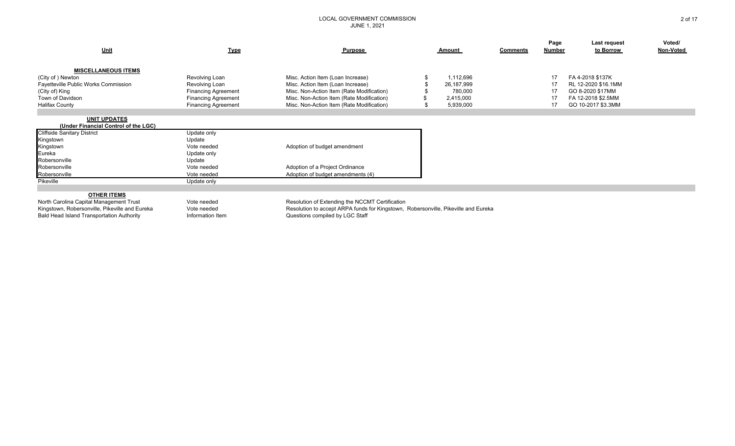LOCAL GOVERNMENT COMMISSION
JUNE 1, 2021

| Unit | Type | Purpose | Amount | Comments | Page Number | Last request to Borrow | Voted/ Non-Voted |
|---|---|---|---|---|---|---|---|
| **MISCELLANEOUS ITEMS** | | | | | | | |
| (City of ) Newton | Revolving Loan | Misc. Action Item (Loan Increase) | $ 1,112,696 | | 17 | FA 4-2018 $137K | |
| Fayetteville Public Works Commission | Revolving Loan | Misc. Action Item (Loan Increase) | $ 26,187,999 | | 17 | RL 12-2020 $16.1MM | |
| (City of) King | Financing Agreement | Misc. Non-Action Item (Rate Modification) | $ 780,000 | | 17 | GO 8-2020 $17MM | |
| Town of Davidson | Financing Agreement | Misc. Non-Action Item (Rate Modification) | $ 2,415,000 | | 17 | FA 12-2018 $2.5MM | |
| Halifax County | Financing Agreement | Misc. Non-Action Item (Rate Modification) | $ 5,939,000 | | 17 | GO 10-2017 $3.3MM | |
| **UNIT UPDATES (Under Financial Control of the LGC)** | | | | | | | |
| Cliffside Sanitary District | Update only | | | | | | |
| Kingstown | Update | | | | | | |
| Kingstown | Vote needed | Adoption of budget amendment | | | | | |
| Eureka | Update only | | | | | | |
| Robersonville | Update | | | | | | |
| Robersonville | Vote needed | Adoption of a Project Ordinance | | | | | |
| Robersonville | Vote needed | Adoption of budget amendments (4) | | | | | |
| Pikeville | Update only | | | | | | |
| **OTHER ITEMS** | | | | | | | |
| North Carolina Capital Management Trust | Vote needed | Resolution of Extending the NCCMT Certification | | | | | |
| Kingstown, Robersonville, Pikeville and Eureka | Vote needed | Resolution to accept ARPA funds for Kingstown, Robersonville, Pikeville and Eureka | | | | | |
| Bald Head Island Transportation Authority | Information Item | Questions compiled by LGC Staff | | | | | |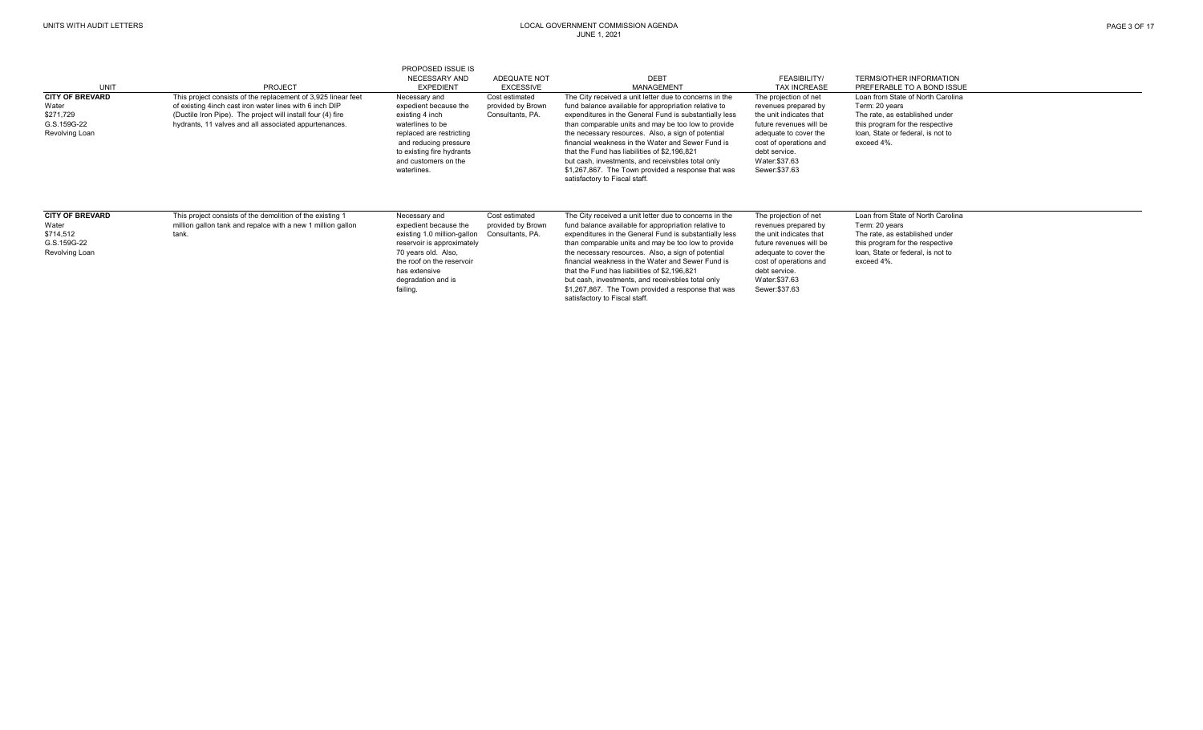| UNIT | PROJECT | PROPOSED ISSUE IS NECESSARY AND EXPEDIENT | ADEQUATE NOT EXCESSIVE | DEBT MANAGEMENT | FEASIBILITY/ TAX INCREASE | TERMS/OTHER INFORMATION PREFERABLE TO A BOND ISSUE |
|---|---|---|---|---|---|---|
| **CITY OF BREVARD**<br>Water<br>$271,729<br>G.S.159G-22<br>Revolving Loan | This project consists of the replacement of 3,925 linear feet of existing 4inch cast iron water lines with 6 inch DIP (Ductile Iron Pipe). The project will install four (4) fire hydrants, 11 valves and all associated appurtenances. | Necessary and expedient because the existing 4 inch waterlines to be replaced are restricting and reducing pressure to existing fire hydrants and customers on the waterlines. | Cost estimated provided by Brown Consultants, PA. | The City received a unit letter due to concerns in the fund balance available for appropriation relative to expenditures in the General Fund is substantially less than comparable units and may be too low to provide the necessary resources. Also, a sign of potential financial weakness in the Water and Sewer Fund is that the Fund has liabilities of $2,196,821 but cash, investments, and receivsbles total only $1,267,867. The Town provided a response that was satisfactory to Fiscal staff. | The projection of net revenues prepared by the unit indicates that future revenues will be adequate to cover the cost of operations and debt service.<br>Water:$37.63<br>Sewer:$37.63 | Loan from State of North Carolina<br>Term: 20 years<br>The rate, as established under this program for the respective loan, State or federal, is not to exceed 4%. |
| **CITY OF BREVARD**<br>Water<br>$714,512<br>G.S.159G-22<br>Revolving Loan | This project consists of the demolition of the existing 1 million gallon tank and repalce with a new 1 million gallon tank. | Necessary and expedient because the existing 1.0 million-gallon reservoir is approximately 70 years old. Also, the roof on the reservoir has extensive degradation and is failing. | Cost estimated provided by Brown Consultants, PA. | The City received a unit letter due to concerns in the fund balance available for appropriation relative to expenditures in the General Fund is substantially less than comparable units and may be too low to provide the necessary resources. Also, a sign of potential financial weakness in the Water and Sewer Fund is that the Fund has liabilities of $2,196,821 but cash, investments, and receivsbles total only $1,267,867. The Town provided a response that was satisfactory to Fiscal staff. | The projection of net revenues prepared by the unit indicates that future revenues will be adequate to cover the cost of operations and debt service.<br>Water:$37.63<br>Sewer:$37.63 | Loan from State of North Carolina<br>Term: 20 years<br>The rate, as established under this program for the respective loan, State or federal, is not to exceed 4%. |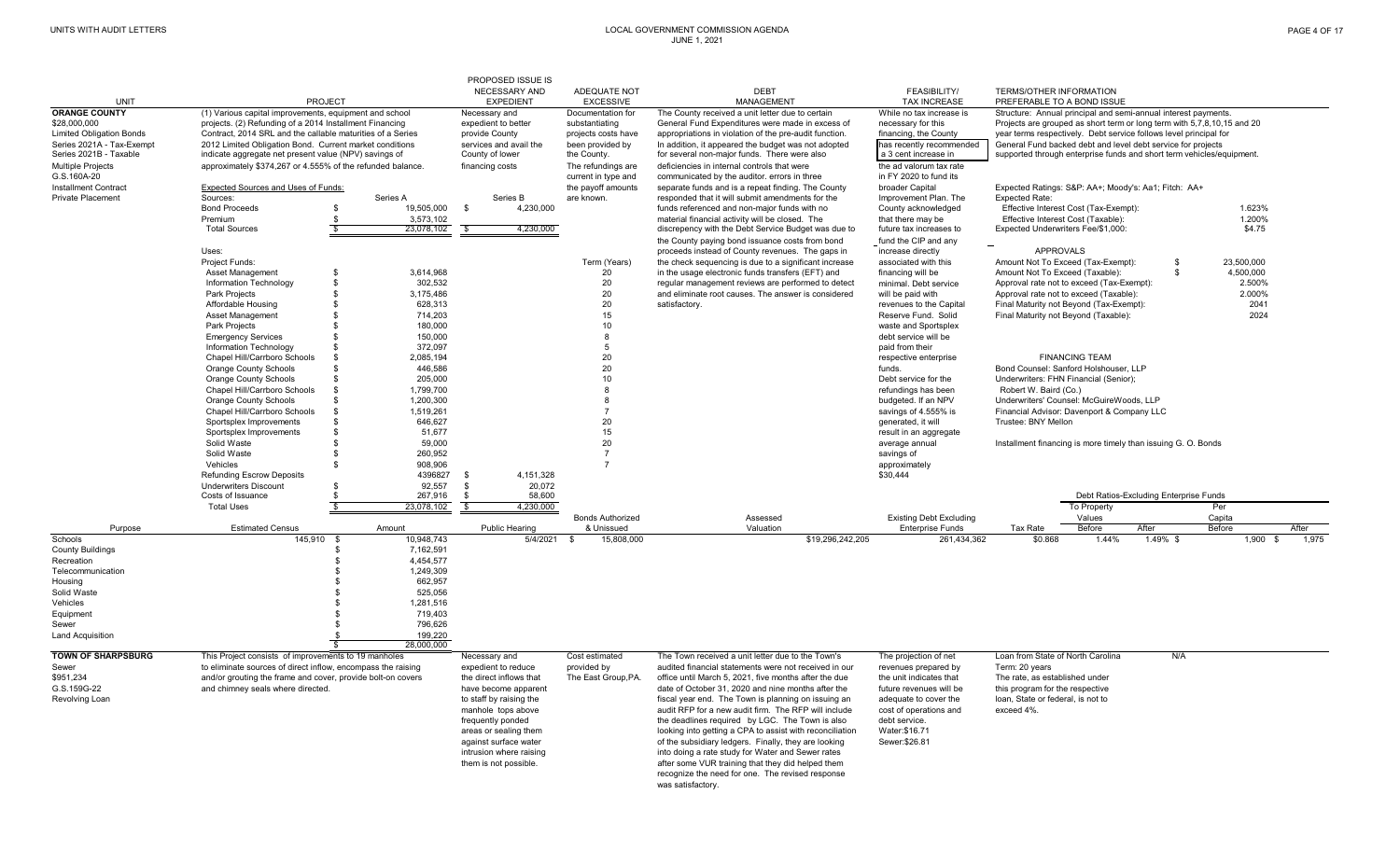UNITS WITH AUDIT LETTERS

LOCAL GOVERNMENT COMMISSION AGENDA
JUNE 1, 2021

| UNIT | PROJECT | PROPOSED ISSUE IS NECESSARY AND EXPEDIENT | ADEQUATE NOT EXCESSIVE | DEBT MANAGEMENT | FEASIBILITY/ TAX INCREASE | TERMS/OTHER INFORMATION PREFERABLE TO A BOND ISSUE |
|---|---|---|---|---|---|---|
| **ORANGE COUNTY**<br>$28,000,000<br>Limited Obligation Bonds<br>Series 2021A - Tax-Exempt<br>Series 2021B - Taxable<br>Multiple Projects<br>G.S.160A-20<br>Installment Contract<br>Private Placement | (1) Various capital improvements, equipment and school projects. (2) Refunding of a 2014 Installment Financing Contract, 2014 SRL and the callable maturities of a Series 2012 Limited Obligation Bond. Current market conditions indicate aggregate net present value (NPV) savings of approximately $374,267 or 4.555% of the refunded balance. | Necessary and expedient to better provide County services and avail the County of lower financing costs | Documentation for substantiating projects costs have been provided by the County.<br>The refundings are the payoff amounts current in type and amounts are known. | The County received a unit letter due to certain General Fund Expenditures were made in excess of appropriations in violation of the pre-audit function. In addition, it appeared the budget was not adopted for several non-major funds. There were also deficiencies in internal controls that were communicated by the auditor. errors in three separate funds and is a repeat finding. The County responded that it will submit amendments for the funds referenced and non-major funds with no material financial activity will be closed. The discrepency with the Debt Service Budget was due to the County paying bond issuance costs from bond proceeds instead of County revenues. The gaps in the check sequencing is due to a significant increase in the usage electronic funds transfers (EFT) and regular management reviews are performed to detect and eliminate root causes. The answer is considered satisfactory. | While no tax increase is necessary for this financing, the County has recently recommended a 3 cent increase in the ad valorum tax rate in FY 2020 to fund its broader Capital Improvement Plan. The that there may be future tax increases to fund the CIP and any increase directly associated with this financing will be minimal. Debt service will be paid with revenues to the Capital Reserve Fund. Solid waste and Sportsplex debt service will be paid from their respective enterprise funds.<br>Debt service for the County acknowledged refundings has been budgeted. If an NPV savings of 4.555% is generated, it will result in an aggregate average annual savings of approximately $30,444 | Structure: Annual principal and semi-annual interest payments. Projects are grouped as short term or long term with 5,7,8,10,15 and 20 year terms respectively. Debt service follows level principal for General Fund backed debt and level debt service for projects supported through enterprise funds and short term vehicles/equipment.<br><br>Expected Ratings: S&P: AA+; Moody's: Aa1; Fitch: AA+<br>Expected Rate:<br>Effective Interest Cost (Tax-Exempt): 1.623%<br>Effective Interest Cost (Taxable): 1.200%<br>Expected Underwriters Fee/$1,000: $4.75<br><br>APPROVALS<br>Amount Not To Exceed (Tax-Exempt): $ 23,500,000<br>Amount Not To Exceed (Taxable): $ 4,500,000<br>Approval rate not to exceed (Tax-Exempt): 2.500%<br>Approval rate not to exceed (Taxable): 2.000%<br>Final Maturity not Beyond (Tax-Exempt): 2041<br>Final Maturity not Beyond (Taxable): 2024<br><br>FINANCING TEAM<br>Bond Counsel: Sanford Holshouser, LLP<br>Underwriters: FHN Financial (Senior);<br>Robert W. Baird (Co.)<br>Underwriters' Counsel: McGuireWoods, LLP<br>Financial Advisor: Davenport & Company LLC<br>Trustee: BNY Mellon<br><br>Installment financing is more timely than issuing G. O. Bonds |

**Expected Sources and Uses of Funds:**

| | Series A | Series B | Term (Years) |
|---|---|---|---|
| **Sources:** | | | |
| Bond Proceeds | $ 19,505,000 | $ 4,230,000 | |
| Premium | $ 3,573,102 | | |
| Total Sources | $ 23,078,102 | $ 4,230,000 | |
| **Uses:** | | | |
| Project Funds: | | | |
| Asset Management | $ 3,614,968 | | 20 |
| Information Technology | $ 302,532 | | 20 |
| Park Projects | $ 3,175,486 | | 20 |
| Affordable Housing | $ 628,313 | | 20 |
| Asset Management | $ 714,203 | | 15 |
| Park Projects | $ 180,000 | | 10 |
| Emergency Services | $ 150,000 | | 8 |
| Information Technology | $ 372,097 | | 5 |
| Chapel Hill/Carrboro Schools | $ 2,085,194 | | 20 |
| Orange County Schools | $ 446,586 | | 20 |
| Orange County Schools | $ 205,000 | | 10 |
| Chapel Hill/Carrboro Schools | $ 1,799,700 | | 8 |
| Orange County Schools | $ 1,200,300 | | 8 |
| Chapel Hill/Carrboro Schools | $ 1,519,261 | | 7 |
| Sportsplex Improvements | $ 646,627 | | 20 |
| Sportsplex Improvements | $ 51,677 | | 15 |
| Solid Waste | $ 59,000 | | 20 |
| Solid Waste | $ 260,952 | | 7 |
| Vehicles | $ 908,906 | | 7 |
| Refunding Escrow Deposits | 4396827 | $ 4,151,328 | |
| Underwriters Discount | $ 92,557 | $ 20,072 | |
| Costs of Issuance | $ 267,916 | $ 58,600 | |
| Total Uses | $ 23,078,102 | $ 4,230,000 | |

| Purpose | Estimated Census | Amount | Public Hearing | Bonds Authorized & Unissued | Assessed Valuation | Existing Debt Excluding Enterprise Funds | Tax Rate | Debt Ratios-Excluding Enterprise Funds: To Property Values Before | To Property Values After | Per Capita Before | Per Capita After |
|---|---|---|---|---|---|---|---|---|---|---|---|
| Schools | 145,910 | $ 10,948,743 | 5/4/2021 | $ 15,808,000 | $19,296,242,205 | 261,434,362 | $0.868 | 1.44% | 1.49% | $ 1,900 | $ 1,975 |
| County Buildings | | $ 7,162,591 | | | | | | | | | |
| Recreation | | $ 4,454,577 | | | | | | | | | |
| Telecommunication | | $ 1,249,309 | | | | | | | | | |
| Housing | | $ 662,957 | | | | | | | | | |
| Solid Waste | | $ 525,056 | | | | | | | | | |
| Vehicles | | $ 1,281,516 | | | | | | | | | |
| Equipment | | $ 719,403 | | | | | | | | | |
| Sewer | | $ 796,626 | | | | | | | | | |
| Land Acquisition | | $ 199,220 | | | | | | | | | |
| | | $ 28,000,000 | | | | | | | | | |

| UNIT | PROJECT | PROPOSED ISSUE IS NECESSARY AND EXPEDIENT | ADEQUATE NOT EXCESSIVE | DEBT MANAGEMENT | FEASIBILITY/ TAX INCREASE | TERMS/OTHER INFORMATION PREFERABLE TO A BOND ISSUE |
|---|---|---|---|---|---|---|
| **TOWN OF SHARPSBURG**<br>Sewer<br>$951,234<br>G.S.159G-22<br>Revolving Loan | This Project consists of improvements to 19 manholes to eliminate sources of direct inflow, encompass the raising and/or grouting the frame and cover, provide bolt-on covers and chimney seals where directed. | Necessary and expedient to reduce the direct inflows that have become apparent to staff by raising the manhole tops above frequently ponded areas or sealing them against surface water intrusion where raising them is not possible. | Cost estimated provided by The East Group,PA. | The Town received a unit letter due to the Town's audited financial statements were not received in our office until March 5, 2021, five months after the due date of October 31, 2020 and nine months after the fiscal year end. The Town is planning on issuing an audit RFP for a new audit firm. The RFP will include the deadlines required by LGC. The Town is also looking into getting a CPA to assist with reconciliation of the subsidiary ledgers. Finally, they are looking into doing a rate study for Water and Sewer rates after some VUR training that they did helped them recognize the need for one. The revised response was satisfactory. | The projection of net revenues prepared by the unit indicates that future revenues will be adequate to cover the cost of operations and debt service.<br>Water:$16.71<br>Sewer:$26.81 | Loan from State of North Carolina N/A<br>Term: 20 years<br>The rate, as established under this program for the respective loan, State or federal, is not to exceed 4%. |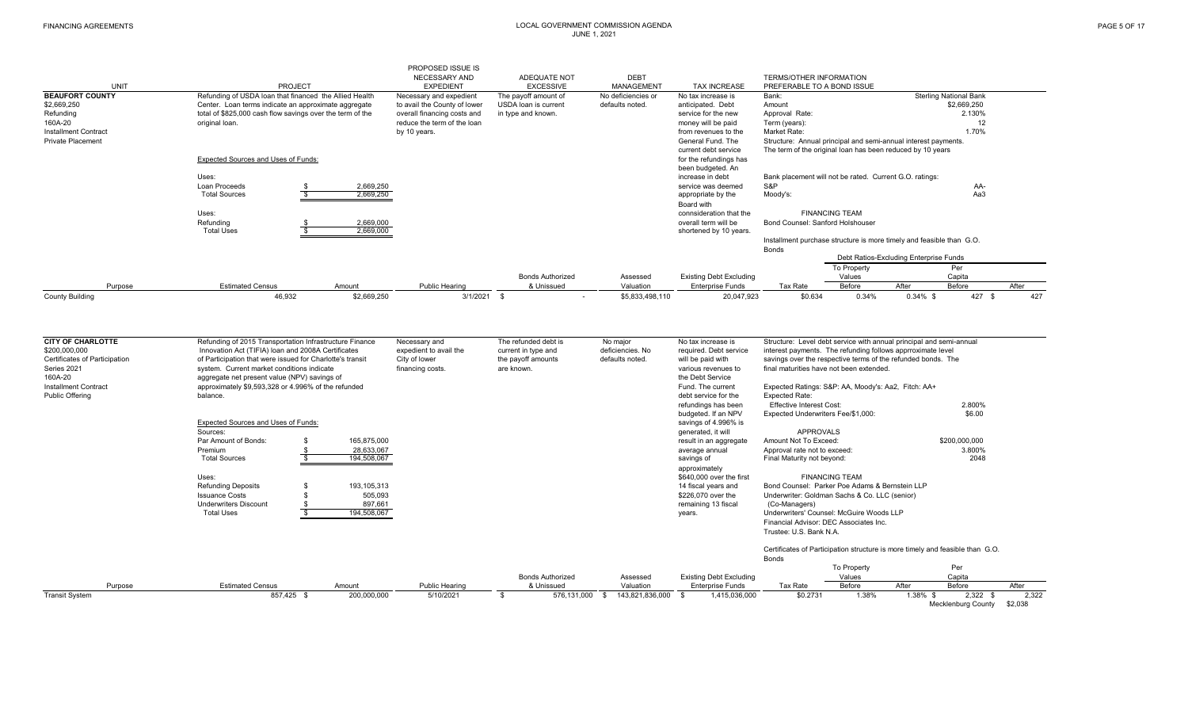| UNIT | PROJECT | PROPOSED ISSUE IS NECESSARY AND EXPEDIENT | ADEQUATE NOT EXCESSIVE | DEBT MANAGEMENT | TAX INCREASE | TERMS/OTHER INFORMATION PREFERABLE TO A BOND ISSUE |
|---|---|---|---|---|---|---|
| **BEAUFORT COUNTY**<br>$2,669,250<br>Refunding<br>160A-20<br>Installment Contract<br>Private Placement | Refunding of USDA loan that financed the Allied Health Center. Loan terms indicate an approximate aggregate total of $825,000 cash flow savings over the term of the original loan.<br><br>Expected Sources and Uses of Funds:<br><br>Uses:<br>Loan Proceeds $ 2,669,250<br>Total Sources $ 2,669,250<br><br>Uses:<br>Refunding $ 2,669,000<br>Total Uses $ 2,669,000 | Necessary and expedient to avail the County of lower overall financing costs and reduce the term of the loan by 10 years. | The payoff amount of USDA loan is current in type and known. | No deficiencies or defaults noted. | No tax increase is anticipated. Debt service for the new money will be paid from revenues to the General Fund. The current debt service for the refundings has been budgeted. An increase in debt service was deemed appropriate by the Board with connsideration that the overall term will be shortened by 10 years. | Bank: Sterling National Bank<br>Amount: $2,669,250<br>Approval Rate: 2.130%<br>Term (years): 12<br>Market Rate: 1.70%<br>Structure: Annual principal and semi-annual interest payments. The term of the original loan has been reduced by 10 years<br><br>Bank placement will not be rated. Current G.O. ratings:<br>S&P: AA-<br>Moody's: Aa3<br><br>FINANCING TEAM<br>Bond Counsel: Sanford Holshouser<br><br>Installment purchase structure is more timely and feasible than G.O. Bonds |

| Purpose | Estimated Census | Amount | Public Hearing | Bonds Authorized & Unissued | Assessed Valuation | Existing Debt Excluding Enterprise Funds | Tax Rate | Debt Ratios-Excluding Enterprise Funds: To Property Values Before | To Property Values After | Per Capita Before | Per Capita After |
|---|---|---|---|---|---|---|---|---|---|---|---|
| County Building | 46,932 | $2,669,250 | 3/1/2021 | $ - | $5,833,498,110 | 20,047,923 | $0.634 | 0.34% | 0.34% | $ 427 | $ 427 |

| UNIT | PROJECT | PROPOSED ISSUE IS NECESSARY AND EXPEDIENT | ADEQUATE NOT EXCESSIVE | DEBT MANAGEMENT | TAX INCREASE | TERMS/OTHER INFORMATION PREFERABLE TO A BOND ISSUE |
|---|---|---|---|---|---|---|
| **CITY OF CHARLOTTE**<br>$200,000,000<br>Certificates of Participation<br>Series 2021<br>160A-20<br>Installment Contract<br>Public Offering | Refunding of 2015 Transportation Infrastructure Finance Innovation Act (TIFIA) loan and 2008A Certificates of Participation that were issued for Charlotte's transit system. Current market conditions indicate aggregate net present value (NPV) savings of approximately $9,593,328 or 4.996% of the refunded balance.<br><br>Expected Sources and Uses of Funds:<br>Sources:<br>Par Amount of Bonds: $ 165,875,000<br>Premium $ 28,633,067<br>Total Sources $ 194,508,067<br><br>Uses:<br>Refunding Deposits $ 193,105,313<br>Issuance Costs $ 505,093<br>Underwriters Discount $ 897,661<br>Total Uses $ 194,508,067 | Necessary and expedient to avail the City of lower financing costs. | The refunded debt is current in type and the payoff amounts are known. | No major deficiencies. No defaults noted. | No tax increase is required. Debt service will be paid with various revenues to the Debt Service Fund. The current debt service for the refundings has been budgeted. If an NPV savings of 4.996% is generated, it will result in an aggregate average annual savings of approximately $640,000 over the first 14 fiscal years and $226,070 over the remaining 13 fiscal years. | Structure: Level debt service with annual principal and semi-annual interest payments. The refunding follows apprroximate level savings over the respective terms of the refunded bonds. The final maturities have not been extended.<br><br>Expected Ratings: S&P: AA, Moody's: Aa2, Fitch: AA+<br>Expected Rate:<br>Effective Interest Cost: 2.800%<br>Expected Underwriters Fee/$1,000: $6.00<br><br>APPROVALS<br>Amount Not To Exceed: $200,000,000<br>Approval rate not to exceed: 3.800%<br>Final Maturity not beyond: 2048<br><br>FINANCING TEAM<br>Bond Counsel: Parker Poe Adams & Bernstein LLP<br>Underwriter: Goldman Sachs & Co. LLC (senior) (Co-Managers)<br>Underwriters' Counsel: McGuire Woods LLP<br>Financial Advisor: DEC Associates Inc.<br>Trustee: U.S. Bank N.A.<br><br>Certificates of Participation structure is more timely and feasible than G.O. Bonds |

| Purpose | Estimated Census | Amount | Public Hearing | Bonds Authorized & Unissued | Assessed Valuation | Existing Debt Excluding Enterprise Funds | Tax Rate | To Property Values Before | To Property Values After | Per Capita Before | Per Capita After |
|---|---|---|---|---|---|---|---|---|---|---|---|
| Transit System | 857,425 | $ 200,000,000 | 5/10/2021 | $ 576,131,000 | $ 143,821,836,000 | $ 1,415,036,000 | $0.2731 | 1.38% | 1.38% | $ 2,322 | $ 2,322 |
| | | | | | | | | | | Mecklenburg County | $2,038 |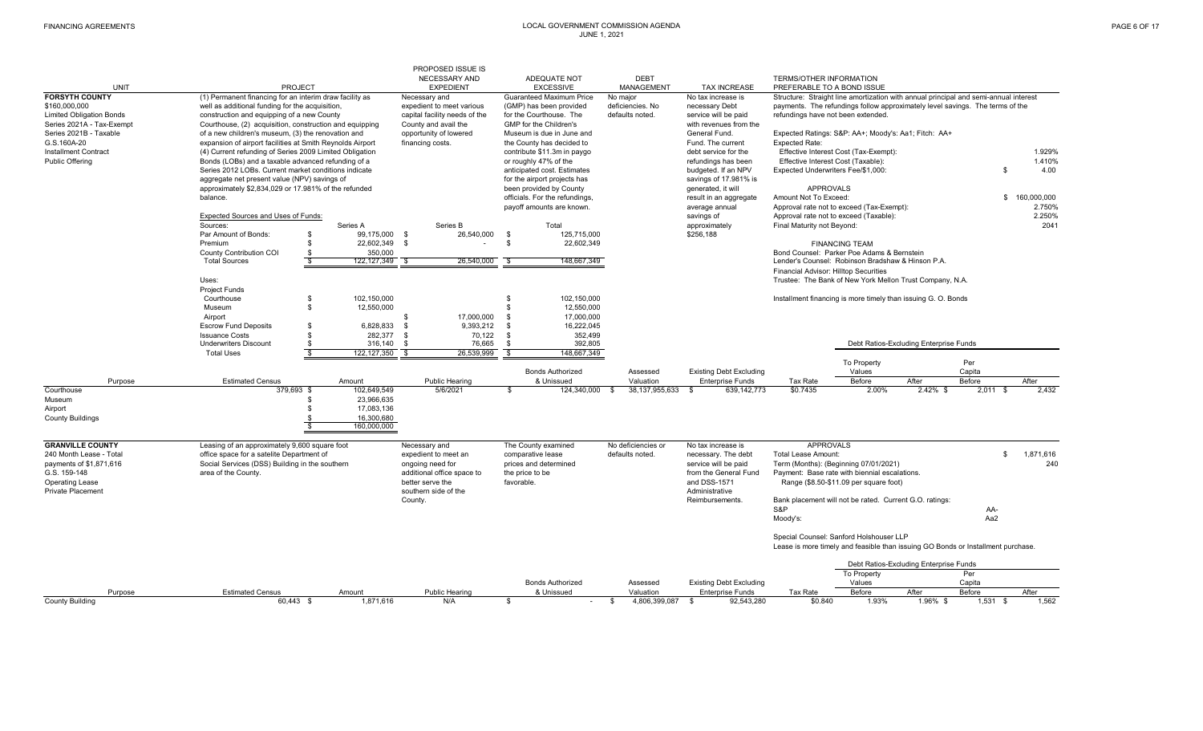FINANCING AGREEMENTS

LOCAL GOVERNMENT COMMISSION AGENDA
JUNE 1, 2021

| UNIT | PROJECT | PROPOSED ISSUE IS NECESSARY AND EXPEDIENT | ADEQUATE NOT EXCESSIVE | DEBT MANAGEMENT | TAX INCREASE | TERMS/OTHER INFORMATION PREFERABLE TO A BOND ISSUE |
|---|---|---|---|---|---|---|
| **FORSYTH COUNTY**<br>$160,000,000<br>Limited Obligation Bonds<br>Series 2021A - Tax-Exempt<br>Series 2021B - Taxable<br>G.S.160A-20<br>Installment Contract<br>Public Offering | (1) Permanent financing for an interim draw facility as well as additional funding for the acquisition, construction and equipping of a new County Courthouse, (2) acquisition, construction and equipping of a new children's museum, (3) the renovation and expansion of airport facilities at Smith Reynolds Airport (4) Current refunding of Series 2009 Limited Obligation Bonds (LOBs) and a taxable advanced refunding of a Series 2012 LOBs. Current market conditions indicate aggregate net present value (NPV) savings of approximately $2,834,029 or 17.981% of the refunded balance. | Necessary and expedient to meet various capital facility needs of the County and avail the opportunity of lowered financing costs. | Guaranteed Maximum Price (GMP) has been provided for the Courthouse. The GMP for the Children's Museum is due in June and the County has decided to contribute $11.3m in paygo or roughly 47% of the anticipated cost. Estimates for the airport projects has been provided by County officials. For the refundings, payoff amounts are known. | No major deficiencies. No defaults noted. | No tax increase is necessary Debt service will be paid with revenues from the General Fund. The current debt service for the refundings has been budgeted. If an NPV savings of 17.981% is generated, it will result in an aggregate average annual savings of approximately $256,188 | Structure: Straight line amortization with annual principal and semi-annual interest payments. The refundings follow approximately level savings. The terms of the refundings have not been extended.<br><br>Expected Ratings: S&P: AA+; Moody's: Aa1; Fitch: AA+<br>Expected Rate:<br>Effective Interest Cost (Tax-Exempt): 1.929%<br>Effective Interest Cost (Taxable): 1.410%<br>Expected Underwriters Fee/$1,000: $ 4.00<br><br>APPROVALS<br>Amount Not To Exceed: $ 160,000,000<br>Approval rate not to exceed (Tax-Exempt): 2.750%<br>Approval rate not to exceed (Taxable): 2.250%<br>Final Maturity not Beyond: 2041<br><br>FINANCING TEAM<br>Bond Counsel: Parker Poe Adams & Bernstein<br>Lender's Counsel: Robinson Bradshaw & Hinson P.A.<br>Financial Advisor: Hilltop Securities<br>Trustee: The Bank of New York Mellon Trust Company, N.A.<br><br>Installment financing is more timely than issuing G. O. Bonds |

Expected Sources and Uses of Funds:

| Sources: | Series A | Series B | Total |
|---|---|---|---|
| Par Amount of Bonds: | $ 99,175,000 | $ 26,540,000 | $ 125,715,000 |
| Premium | $ 22,602,349 | $ - | $ 22,602,349 |
| County Contribution COI | $ 350,000 | | |
| Total Sources | $ 122,127,349 | $ 26,540,000 | $ 148,667,349 |
| **Uses:** | | | |
| Project Funds | | | |
| Courthouse | $ 102,150,000 | | $ 102,150,000 |
| Museum | $ 12,550,000 | | $ 12,550,000 |
| Airport | | $ 17,000,000 | $ 17,000,000 |
| Escrow Fund Deposits | $ 6,828,833 | $ 9,393,212 | $ 16,222,045 |
| Issuance Costs | $ 282,377 | $ 70,122 | $ 352,499 |
| Underwriters Discount | $ 316,140 | $ 76,665 | $ 392,805 |
| Total Uses | $ 122,127,350 | $ 26,539,999 | $ 148,667,349 |

Debt Ratios-Excluding Enterprise Funds

| Purpose | Estimated Census | Amount | Public Hearing | Bonds Authorized & Unissued | Assessed Valuation | Existing Debt Excluding Enterprise Funds | Tax Rate | To Property Values Before | To Property Values After | Per Capita Before | Per Capita After |
|---|---|---|---|---|---|---|---|---|---|---|---|
| Courthouse | 379,693 | $ 102,649,549 | 5/6/2021 | $ 124,340,000 | $ 38,137,955,633 | $ 639,142,773 | $0.7435 | 2.00% | 2.42% | $ 2,011 | $ 2,432 |
| Museum | | $ 23,966,635 | | | | | | | | | |
| Airport | | $ 17,083,136 | | | | | | | | | |
| County Buildings | | $ 16,300,680 | | | | | | | | | |
| | | $ 160,000,000 | | | | | | | | | |

| UNIT | PROJECT | PROPOSED ISSUE IS NECESSARY AND EXPEDIENT | ADEQUATE NOT EXCESSIVE | DEBT MANAGEMENT | TAX INCREASE | TERMS/OTHER INFORMATION PREFERABLE TO A BOND ISSUE |
|---|---|---|---|---|---|---|
| **GRANVILLE COUNTY**<br>240 Month Lease - Total payments of $1,871,616<br>G.S. 159-148<br>Operating Lease<br>Private Placement | Leasing of an approximately 9,600 square foot office space for a satellite Department of Social Services (DSS) Building in the southern area of the County. | Necessary and expedient to meet an ongoing need for additional office space to better serve the southern side of the County. | The County examined comparative lease prices and determined the price to be favorable. | No deficiencies or defaults noted. | No tax increase is necessary. The debt service will be paid from the General Fund and DSS-1571 Administrative Reimbursements. | APPROVALS<br>Total Lease Amount: $ 1,871,616<br>Term (Months): (Beginning 07/01/2021) 240<br>Payment: Base rate with biennial escalations.<br>Range ($8.50-$11.09 per square foot)<br><br>Bank placement will not be rated. Current G.O. ratings:<br>S&P AA-<br>Moody's: Aa2<br><br>Special Counsel: Sanford Holshouser LLP<br>Lease is more timely and feasible than issuing GO Bonds or Installment purchase. |

Debt Ratios-Excluding Enterprise Funds

| Purpose | Estimated Census | Amount | Public Hearing | Bonds Authorized & Unissued | Assessed Valuation | Existing Debt Excluding Enterprise Funds | Tax Rate | To Property Values Before | To Property Values After | Per Capita Before | Per Capita After |
|---|---|---|---|---|---|---|---|---|---|---|---|
| County Building | 60,443 | $ 1,871,616 | N/A | $ - | $ 4,806,399,087 | $ 92,543,280 | $0.840 | 1.93% | 1.96% | $ 1,531 | $ 1,562 |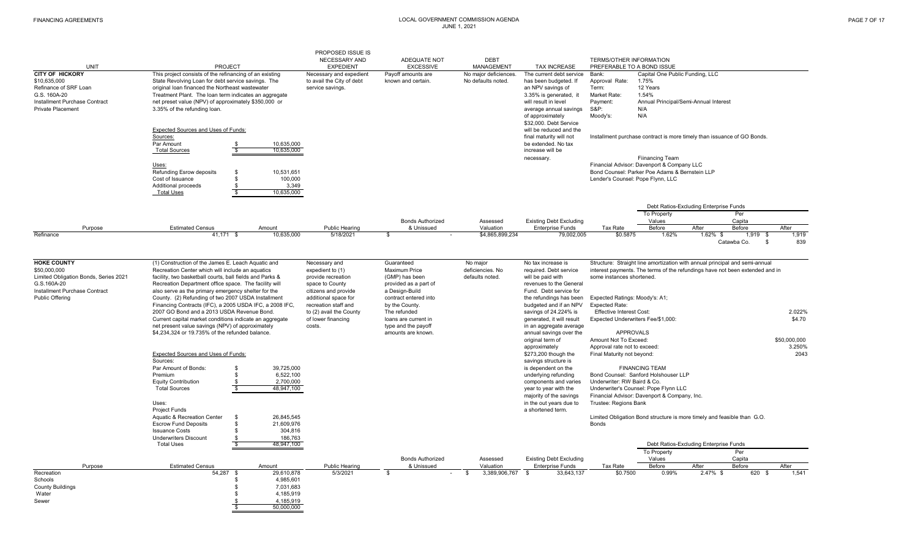| UNIT | PROJECT | PROPOSED ISSUE IS NECESSARY AND EXPEDIENT | ADEQUATE NOT EXCESSIVE | DEBT MANAGEMENT | TAX INCREASE | TERMS/OTHER INFORMATION PREFERABLE TO A BOND ISSUE |
|---|---|---|---|---|---|---|
| **CITY OF HICKORY**<br>$10,635,000<br>Refinance of SRF Loan<br>G.S. 160A-20<br>Installment Purchase Contract<br>Private Placement | This project consists of the refinancing of an existing State Revolving Loan for debt service savings. The original loan financed the Northeast wastewater Treatment Plant. The loan term indicates an aggregate net preset value (NPV) of approximately $350,000 or 3.35% of the refunding loan.<br><br>Expected Sources and Uses of Funds:<br>Sources:<br>Par Amount $ 10,635,000<br>Total Sources $ 10,635,000<br><br>Uses:<br>Refunding Esrow deposits $ 10,531,651<br>Cost of Issuance $ 100,000<br>Additional proceeds $ 3,349<br>Total Uses $ 10,635,000 | Necessary and expedient to avail the City of debt service savings. | Payoff amounts are known and certain. | No major deficiences. No defaults noted. | The current debt service has been budgeted. If an NPV savings of 3.35% is generated, it will result in level average annual savings of approximately $32,000. Debt Service will be reduced and the final maturity will not be extended. No tax increase will be necessary. | Bank: Capital One Public Funding, LLC<br>Approval Rate: 1.75%<br>Term: 12 Years<br>Market Rate: 1.54%<br>Payment: Annual Principal/Semi-Annual Interest<br>S&P: N/A<br>Moody's: N/A<br><br>Installment purchase contract is more timely than issuance of GO Bonds.<br><br>Fiinancing Team<br>Financial Advisor: Davenport & Company LLC<br>Bond Counsel: Parker Poe Adams & Bernstein LLP<br>Lender's Counsel: Pope Flynn, LLC |

| | | | | | | | Debt Ratios-Excluding Enterprise Funds | | | |
|---|---|---|---|---|---|---|---|---|---|---|
| | | | | | | | To Property Values | | Per Capita | |
| Purpose | Estimated Census | Amount | Public Hearing | Bonds Authorized & Unissued | Assessed Valuation | Existing Debt Excluding Enterprise Funds | Tax Rate | Before | After | Before | After |
| Refinance | 41,171 | $ 10,635,000 | 5/18/2021 | $ - | $4,865,899,234 | 79,002,005 | $0.5875 | 1.62% | 1.62% | $ 1,919 | $ 1,919 |
| | | | | | | | | | | Catawba Co. | $ 839 |

| UNIT | PROJECT | PROPOSED ISSUE IS NECESSARY AND EXPEDIENT | ADEQUATE NOT EXCESSIVE | DEBT MANAGEMENT | TAX INCREASE | TERMS/OTHER INFORMATION PREFERABLE TO A BOND ISSUE |
|---|---|---|---|---|---|---|
| **HOKE COUNTY**<br>$50,000,000<br>Limited Obligation Bonds, Series 2021<br>G.S.160A-20<br>Installment Purchase Contract<br>Public Offering | (1) Construction of the James E. Leach Aquatic and Recreation Center which will include an aquatics facility, two basketball courts, ball fields and Parks & Recreation Department office space. The facility will also serve as the primary emergency shelter for the County. (2) Refunding of two 2007 USDA Installment Financing Contracts (IFC), a 2005 USDA IFC, a 2008 IFC, 2007 GO Bond and a 2013 USDA Revenue Bond. Current capital market conditions indicate an aggregate net present value savings (NPV) of approximately $4,234,324 or 19.735% of the refunded balance.<br><br>Expected Sources and Uses of Funds:<br>Sources:<br>Par Amount of Bonds: $ 39,725,000<br>Premium $ 6,522,100<br>Equity Contribution $ 2,700,000<br>Total Sources $ 48,947,100<br><br>Uses:<br>Project Funds<br>Aquatic & Recreation Center $ 26,845,545<br>Escrow Fund Deposits $ 21,609,976<br>Issuance Costs $ 304,816<br>Underwriters Discount $ 186,763<br>Total Uses $ 48,947,100 | Necessary and expedient to (1) provide recreation space to County citizens and provide additional space for recreation staff and to (2) avail the County of lower financing costs. | Guaranteed Maximum Price (GMP) has been provided as part of a Design-Build contract entered into by the County. The refunded loans are current in type and the payoff amounts are known. | No major deficiencies. No defaults noted. | No tax increase is required. Debt service will be paid with revenues to the General Fund. Debt service for the refundings has been budgeted and if an NPV savings of 24.224% is generated, it will result in an aggregate average annual savings over the original term of approximately $273,200 though the savings structure is is dependent on the underlying refunding components and varies year to year with the majority of the savings in the out years due to a shortened term. | Structure: Straight line amortization with annual principal and semi-annual interest payments. The terms of the refundings have not been extended and in some instances shortened.<br><br>Expected Ratings: Moody's: A1;<br>Expected Rate:<br>Effective Interest Cost: 2.022%<br>Expected Underwriters Fee/$1,000: $4.70<br><br>APPROVALS<br>Amount Not To Exceed: $50,000,000<br>Approval rate not to exceed: 3.250%<br>Final Maturity not beyond: 2043<br><br>FINANCING TEAM<br>Bond Counsel: Sanford Holshouser LLP<br>Underwriter: RW Baird & Co.<br>Underwriter's Counsel: Pope Flynn LLC<br>Financial Advisor: Davenport & Company, Inc.<br>Trustee: Regions Bank<br><br>Limited Obligation Bond structure is more timely and feasible than G.O. Bonds |

| | | | | | | | Debt Ratios-Excluding Enterprise Funds | | | |
|---|---|---|---|---|---|---|---|---|---|---|
| | | | | | | | To Property Values | | Per Capita | |
| Purpose | Estimated Census | Amount | Public Hearing | Bonds Authorized & Unissued | Assessed Valuation | Existing Debt Excluding Enterprise Funds | Tax Rate | Before | After | Before | After |
| Recreation | 54,287 | $ 29,610,878 | 5/3/2021 | $ - | $ 3,389,906,767 | $ 33,643,137 | $0.7500 | 0.99% | 2.47% | $ 620 | $ 1,541 |
| Schools | | $ 4,985,601 | | | | | | | | | |
| County Buildings | | $ 7,031,683 | | | | | | | | | |
| Water | | $ 4,185,919 | | | | | | | | | |
| Sewer | | $ 4,185,919 | | | | | | | | | |
| | | $ 50,000,000 | | | | | | | | | |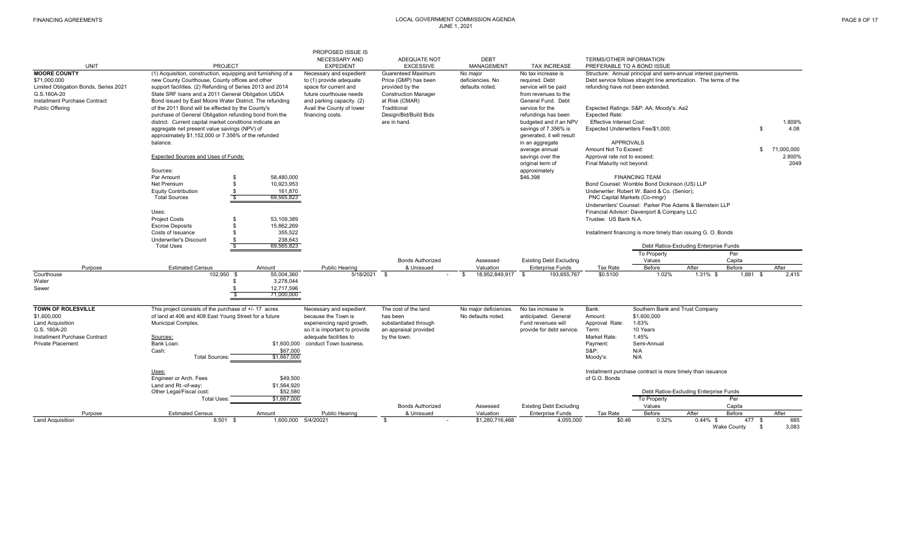| UNIT | PROJECT | PROPOSED ISSUE IS NECESSARY AND EXPEDIENT | ADEQUATE NOT EXCESSIVE | DEBT MANAGEMENT | TAX INCREASE | TERMS/OTHER INFORMATION PREFERABLE TO A BOND ISSUE |
|---|---|---|---|---|---|---|
| **MOORE COUNTY**<br>$71,000,000<br>Limited Obligation Bonds, Series 2021<br>G.S.160A-20<br>Installment Purchase Contract<br>Public Offering | (1) Acquisition, construction, equipping and furnishing of a new County Courthouse, County offices and other support facilities. (2) Refunding of Series 2013 and 2014 State SRF loans and a 2011 General Obligation USDA Bond issued by East Moore Water District. The refunding of the 2011 Bond will be effected by the County's purchase of General Obligation refunding bond from the district. Current capital market conditions indicate an aggregate net present value savings (NPV) of approximately $1,152,000 or 7.356% of the refunded balance. | Necessary and expedient to (1) provide adequate space for current and future courthouse needs and parking capacity. (2) Avail the County of lower financing costs. | Guarenteed Maximum Price (GMP) has been provided by the Construction Manager at Risk (CMAR) Traditional Design/Bid/Build Bids are in hand. | No major deficiencies. No defaults noted. | No tax increase is required. Debt service will be paid from revenues to the General Fund. Debt service for the refundings has been budgeted and if an NPV savings of 7.356% is generated, it will result in an aggregate average annual savings over the original term of approximately $46,398 | Structure: Annual principal and semi-annual interest payments. Debt service follows straight line amortization. The terms of the refunding have not been extended.<br><br>Expected Ratings: S&P: AA; Moody's: Aa2<br>Expected Rate:<br>Effective Interest Cost: 1.809%<br>Expected Underwriters Fee/$1,000: $ 4.08<br><br>APPROVALS<br>Amount Not To Exceed: $ 71,000,000<br>Approval rate not to exceed: 2.800%<br>Final Maturity not beyond: 2049<br><br>FINANCING TEAM<br>Bond Counsel: Womble Bond Dickinson (US) LLP<br>Underwriter: Robert W. Baird & Co. (Senior); PNC Capital Markets (Co-mngr)<br>Underwriters' Counsel: Parker Poe Adams & Bernstein LLP<br>Financial Advisor: Davenport & Company LLC<br>Trustee: US Bank N.A.<br><br>Installment financing is more timely than issuing G. O. Bonds |

Expected Sources and Uses of Funds:

| Sources: | |
|---|---|
| Par Amount | $ 58,480,000 |
| Net Premium | $ 10,923,953 |
| Equity Contribution | $ 161,870 |
| Total Sources | $ 69,565,823 |

| Uses: | |
|---|---|
| Project Costs | $ 53,109,389 |
| Escrow Deposits | $ 15,862,269 |
| Costs of Issuance | $ 355,522 |
| Underwriter's Discount | $ 238,643 |
| Total Uses | $ 69,565,823 |

| Purpose | Estimated Census | Amount | Public Hearing | Bonds Authorized & Unissued | Assessed Valuation | Existing Debt Excluding Enterprise Funds | Tax Rate | To Property Values Before | To Property Values After | Per Capita Before | Per Capita After |
|---|---|---|---|---|---|---|---|---|---|---|---|
| Courthouse | 102,950 | $ 55,004,360 | 5/18/2021 | $ - | $ 18,952,849,917 | $ 193,655,767 | $0.5100 | 1.02% | 1.31% | $ 1,881 | $ 2,415 |
| Water | | $ 3,278,044 | | | | | | | | | |
| Sewer | | $ 12,717,596 | | | | | | | | | |
| | | $ 71,000,000 | | | | | | | | | |

Debt Ratios-Excluding Enterprise Funds

| UNIT | PROJECT | PROPOSED ISSUE IS NECESSARY AND EXPEDIENT | ADEQUATE NOT EXCESSIVE | DEBT MANAGEMENT | TAX INCREASE | TERMS/OTHER INFORMATION PREFERABLE TO A BOND ISSUE |
|---|---|---|---|---|---|---|
| **TOWN OF ROLESVILLE**<br>$1,600,000<br>Land Acquisition<br>G.S. 160A-20<br>Installment Purchase Contract<br>Private Placement | This project consists of the purchase of +/- 17 acres of land at 406 and 408 East Young Street for a future Municipal Complex. | Necessary and expedient because the Town is experiencing rapid growth, so it is important to provide adequate facilities to conduct Town business. | The cost of the land has been substantiated through an appraisal provided by the town. | No major deficiencies. No defaults noted. | No tax increase is anticipated. General Fund revenues will provide for debt service. | Bank: Southern Bank and Trust Company<br>Amount: $1,600,000<br>Approval Rate: 1.63%<br>Term: 10 Years<br>Market Rate: 1.45%<br>Payment: Semi-Annual<br>S&P: N/A<br>Moody's: N/A<br><br>Installment purchase contract is more timely than issuance of G.O. Bonds |

| Sources: | |
|---|---|
| Bank Loan: | $1,600,000 |
| Cash: | $67,000 |
| Total Sources: | $1,667,000 |

| Uses: | |
|---|---|
| Engineer or Arch. Fees | $49,500 |
| Land and Rt.-of-way: | $1,564,920 |
| Other Legal/Fiscal cost: | $52,580 |
| Total Uses: | $1,667,000 |

| Purpose | Estimated Census | Amount | Public Hearing | Bonds Authorized & Unissued | Assessed Valuation | Existing Debt Excluding Enterprise Funds | Tax Rate | To Property Values Before | To Property Values After | Per Capita Before | Per Capita After |
|---|---|---|---|---|---|---|---|---|---|---|---|
| Land Acquisition | 8,501 | $ 1,600,000 | 5/4/20021 | $ - | $1,280,716,468 | 4,055,000 | $0.46 | 0.32% | 0.44% | $ 477 | $ 665 |
| | | | | | | | | | | Wake County | $ 3,083 |

Debt Ratios-Excluding Enterprise Funds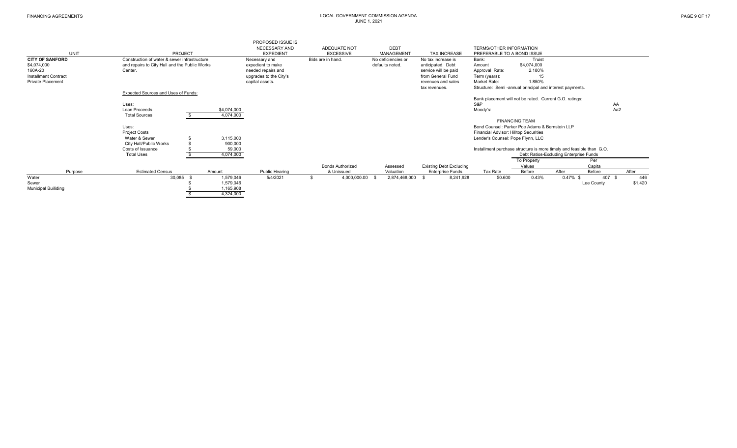FINANCING AGREEMENTS

LOCAL GOVERNMENT COMMISSION AGENDA
JUNE 1, 2021

| UNIT | PROJECT | PROPOSED ISSUE IS NECESSARY AND EXPEDIENT | ADEQUATE NOT EXCESSIVE | DEBT MANAGEMENT | TAX INCREASE | TERMS/OTHER INFORMATION PREFERABLE TO A BOND ISSUE |
|---|---|---|---|---|---|---|
| **CITY OF SANFORD**<br>$4,074,000<br>160A-20<br>Installment Contract<br>Private Placement | Construction of water & sewer infrastructure and repairs to City Hall and the Public Works Center. | Necessary and expedient to make needed repairs and upgrades to the City's capital assets. | Bids are in hand. | No deficiencies or defaults noted. | No tax increase is anticipated. Debt service will be paid from General Fund revenues and sales tax revenues. | Bank: Truist<br>Amount: $4,074,000<br>Approval Rate: 2.180%<br>Term (years): 15<br>Market Rate: 1.850%<br>Structure: Semi -annual principal and interest payments. |

Expected Sources and Uses of Funds:

| Uses: | |
|---|---|
| Loan Proceeds | $4,074,000 |
| Total Sources | $ 4,074,000 |
| Uses: | |
| Project Costs | |
| Water & Sewer | $ 3,115,000 |
| City Hall/Public Works | $ 900,000 |
| Costs of Issuance | $ 59,000 |
| Total Uses | $ 4,074,000 |

Bank placement will not be rated. Current G.O. ratings:

| | |
|---|---|
| S&P | AA |
| Moody's: | Aa2 |

FINANCING TEAM

Bond Counsel: Parker Poe Adams & Bernstein LLP
Financial Advisor: Hilltop Securities
Lender's Counsel: Pope Flynn, LLC

Installment purchase structure is more timely and feasible than G.O.

| Purpose | Estimated Census | Amount | Public Hearing | Bonds Authorized & Unissued | Assessed Valuation | Existing Debt Excluding Enterprise Funds | Tax Rate | Debt Ratios-Excluding Enterprise Funds To Property Values Before | After | Per Capita Before | After |
|---|---|---|---|---|---|---|---|---|---|---|---|
| Water | 30,085 | $ 1,579,046 | 5/4/2021 | $ 4,000,000.00 | $ 2,874,468,000 | $ 8,241,928 | $0.600 | 0.43% | 0.47% | $ 407 | $ 446 |
| Sewer | | $ 1,579,046 | | | | | | | | Lee County | $1,420 |
| Municipal Builiding | | $ 1,165,908 | | | | | | | | | |
| | | $ 4,324,000 | | | | | | | | | |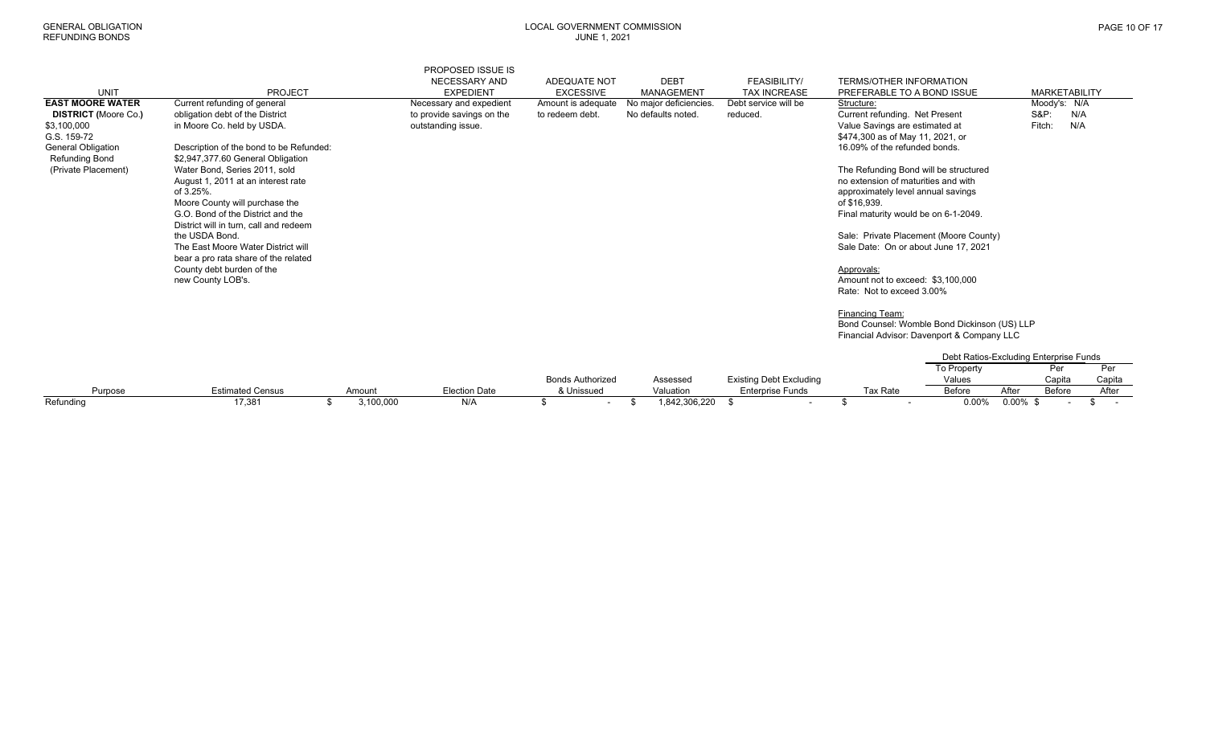| UNIT | PROJECT | PROPOSED ISSUE IS NECESSARY AND EXPEDIENT | ADEQUATE NOT EXCESSIVE | DEBT MANAGEMENT | FEASIBILITY/ TAX INCREASE | TERMS/OTHER INFORMATION PREFERABLE TO A BOND ISSUE | MARKETABILITY |
|---|---|---|---|---|---|---|---|
| **EAST MOORE WATER DISTRICT** (Moore Co.) $3,100,000 G.S. 159-72 General Obligation Refunding Bond (Private Placement) | Current refunding of general obligation debt of the District in Moore Co. held by USDA.<br><br>Description of the bond to be Refunded: $2,947,377.60 General Obligation Water Bond, Series 2011, sold August 1, 2011 at an interest rate of 3.25%. Moore County will purchase the G.O. Bond of the District and the District will in turn, call and redeem the USDA Bond. The East Moore Water District will bear a pro rata share of the related County debt burden of the new County LOB's. | Necessary and expedient to provide savings on the outstanding issue. | Amount is adequate to redeem debt. | No major deficiencies. No defaults noted. | Debt service will be reduced. | Structure:<br>Current refunding. Net Present Value Savings are estimated at $474,300 as of May 11, 2021, or 16.09% of the refunded bonds.<br><br>The Refunding Bond will be structured no extension of maturities and with approximately level annual savings of $16,939. Final maturity would be on 6-1-2049.<br><br>Sale: Private Placement (Moore County)<br>Sale Date: On or about June 17, 2021<br><br>Approvals:<br>Amount not to exceed: $3,100,000<br>Rate: Not to exceed 3.00%<br><br>Financing Team:<br>Bond Counsel: Womble Bond Dickinson (US) LLP<br>Financial Advisor: Davenport & Company LLC | Moody's: N/A<br>S&P: N/A<br>Fitch: N/A |

| | | | | | | | | Debt Ratios-Excluding Enterprise Funds | | | |
|---|---|---|---|---|---|---|---|---|---|---|---|
| | | | | | | | | To Property Values | | Per Capita | Per Capita |
| Purpose | Estimated Census | Amount | Election Date | Bonds Authorized & Unissued | Assessed Valuation | Existing Debt Excluding Enterprise Funds | Tax Rate | Before | After | Before | After |
| Refunding | 17,381 | $ 3,100,000 | N/A | $ - | $ 1,842,306,220 | $ - | $ - | 0.00% | 0.00% | $ - | $ - |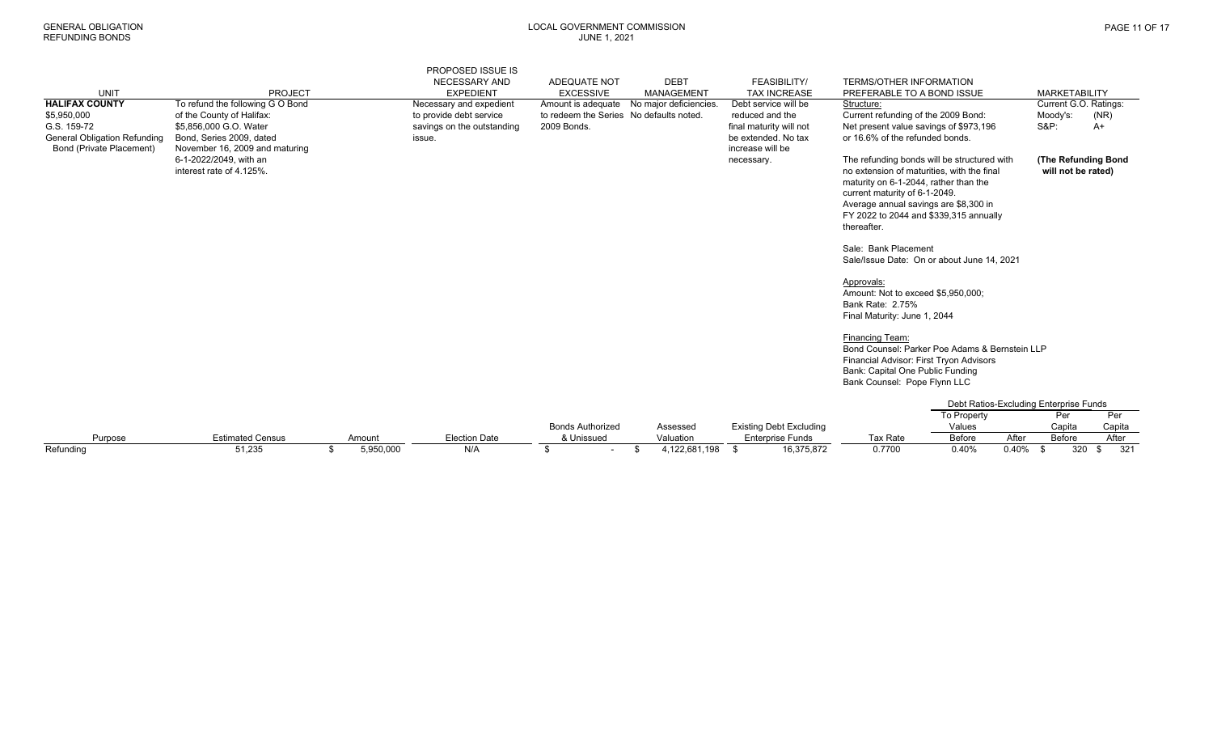| UNIT | PROJECT | PROPOSED ISSUE IS NECESSARY AND EXPEDIENT | ADEQUATE NOT EXCESSIVE | DEBT MANAGEMENT | FEASIBILITY/ TAX INCREASE | TERMS/OTHER INFORMATION PREFERABLE TO A BOND ISSUE | MARKETABILITY |
|---|---|---|---|---|---|---|---|
| **HALIFAX COUNTY**<br>$5,950,000<br>G.S. 159-72<br>General Obligation Refunding Bond (Private Placement) | To refund the following G O Bond of the County of Halifax:<br>$5,856,000 G.O. Water Bond, Series 2009, dated November 16, 2009 and maturing 6-1-2022/2049, with an interest rate of 4.125%. | Necessary and expedient to provide debt service savings on the outstanding issue. | Amount is adequate to redeem the Series 2009 Bonds. | No major deficiencies. No defaults noted. | Debt service will be reduced and the final maturity will not be extended. No tax increase will be necessary. | Structure:<br>Current refunding of the 2009 Bond:<br>Net present value savings of $973,196 or 16.6% of the refunded bonds.<br><br>The refunding bonds will be structured with no extension of maturities, with the final maturity on 6-1-2044, rather than the current maturity of 6-1-2049.<br>Average annual savings are $8,300 in FY 2022 to 2044 and $339,315 annually thereafter.<br><br>Sale: Bank Placement<br>Sale/Issue Date: On or about June 14, 2021<br><br>Approvals:<br>Amount: Not to exceed $5,950,000;<br>Bank Rate: 2.75%<br>Final Maturity: June 1, 2044<br><br>Financing Team:<br>Bond Counsel: Parker Poe Adams & Bernstein LLP<br>Financial Advisor: First Tryon Advisors<br>Bank: Capital One Public Funding<br>Bank Counsel: Pope Flynn LLC | Current G.O. Ratings:<br>Moody's: (NR)<br>S&P: A+<br><br>**(The Refunding Bond will not be rated)** |

| Purpose | Estimated Census | Amount | Election Date | Bonds Authorized & Unissued | Assessed Valuation | Existing Debt Excluding Enterprise Funds | Tax Rate | Debt Ratios-Excluding Enterprise Funds: To Property Values Before | After | Per Capita Before | Per Capita After |
|---|---|---|---|---|---|---|---|---|---|---|---|
| Refunding | 51,235 | $ 5,950,000 | N/A | $ - | $ 4,122,681,198 | $ 16,375,872 | 0.7700 | 0.40% | 0.40% | $ 320 | $ 321 |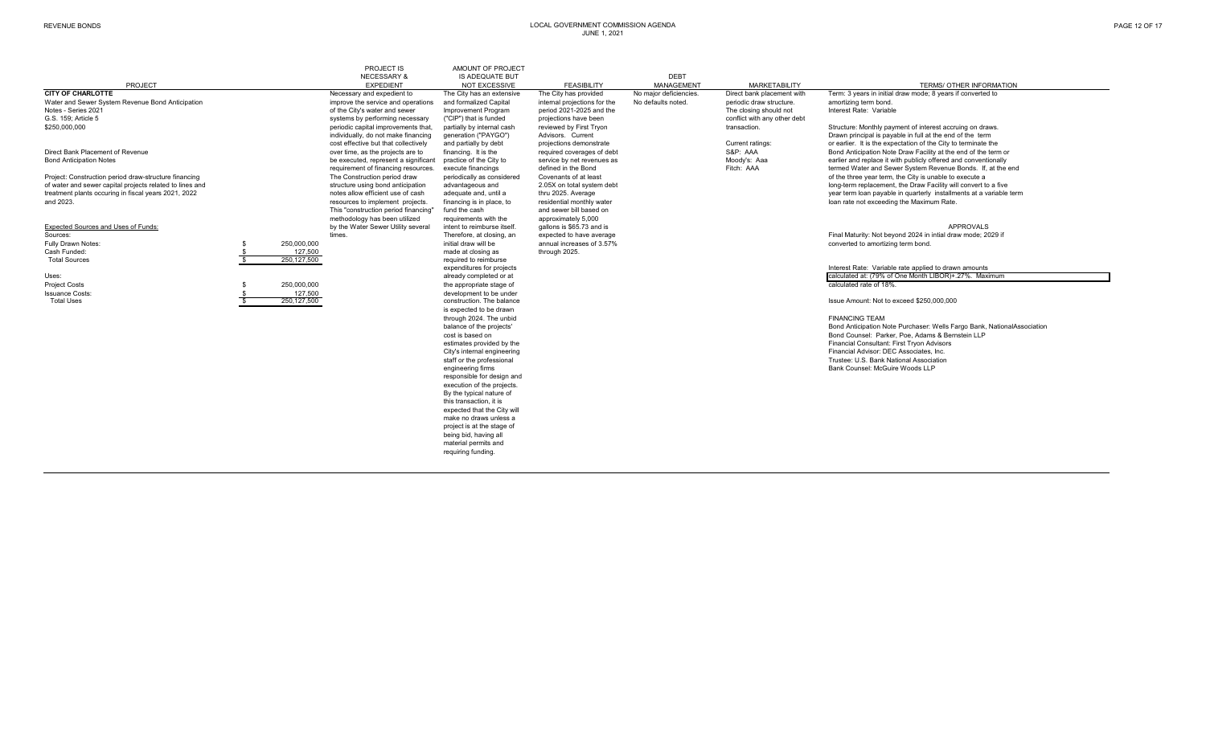| PROJECT | PROJECT IS NECESSARY & EXPEDIENT | AMOUNT OF PROJECT IS ADEQUATE BUT NOT EXCESSIVE | FEASIBILITY | DEBT MANAGEMENT | MARKETABILITY | TERMS/ OTHER INFORMATION |
|---|---|---|---|---|---|---|
| **CITY OF CHARLOTTE**<br>Water and Sewer System Revenue Bond Anticipation Notes - Series 2021<br>G.S. 159; Article 5<br>$250,000,000<br><br>Direct Bank Placement of Revenue Bond Anticipation Notes<br><br>Project: Construction period draw-structure financing of water and sewer capital projects related to lines and treatment plants occuring in fiscal years 2021, 2022 and 2023.<br><br>Expected Sources and Uses of Funds:<br>Sources:<br>Fully Drawn Notes: $ 250,000,000<br>Cash Funded: $ 127,500<br>Total Sources $ 250,127,500<br><br>Uses:<br>Project Costs $ 250,000,000<br>Issuance Costs: $ 127,500<br>Total Uses $ 250,127,500 | Necessary and expedient to improve the service and operations of the City's water and sewer systems by performing necessary periodic capital improvements that, individually, do not make financing cost effective but that collectively over time, as the projects are to be executed, represent a significant requirement of financing resources. The Construction period draw structure using bond anticipation notes allow efficient use of cash resources to implement projects. This "construction period financing" methodology has been utilized by the Water Sewer Utility several times. | The City has an extensive and formalized Capital Improvement Program ("CIP") that is funded partially by internal cash generation ("PAYGO") and partially by debt financing. It is the practice of the City to execute financings periodically as considered advantageous and adequate and, until a financing is in place, to fund the cash requirements with the intent to reimburse itself. Therefore, at closing, an initial draw will be made at closing as required to reimburse expenditures for projects already completed or at the appropriate stage of development to be under construction. The balance is expected to be drawn through 2024. The unbid balance of the projects' cost is based on estimates provided by the City's internal engineering staff or the professional engineering firms responsible for design and execution of the projects. By the typical nature of this transaction, it is expected that the City will make no draws unless a project is at the stage of being bid, having all material permits and requiring funding. | The City has provided internal projections for the period 2021-2025 and the projections have been reviewed by First Tryon Advisors. Current projections demonstrate required coverages of debt service by net revenues as defined in the Bond Covenants of at least 2.05X on total system debt thru 2025. Average residential monthly water and sewer bill based on approximately 5,000 gallons is $65.73 and is expected to have average annual increases of 3.57% through 2025. | No major deficiencies. No defaults noted. | Direct bank placement with periodic draw structure. The closing should not conflict with any other debt transaction.<br><br>Current ratings:<br>S&P: AAA<br>Moody's: Aaa<br>Fitch: AAA | Term: 3 years in initial draw mode; 8 years if converted to amortizing term bond.<br>Interest Rate: Variable<br><br>Structure: Monthly payment of interest accruing on draws. Drawn principal is payable in full at the end of the term or earlier. It is the expectation of the City to terminate the Bond Anticipation Note Draw Facility at the end of the term or earlier and replace it with publicly offered and conventionally termed Water and Sewer System Revenue Bonds. If, at the end of the three year term, the City is unable to execute a long-term replacement, the Draw Facility will convert to a five year term loan payable in quarterly installments at a variable term loan rate not exceeding the Maximum Rate.<br><br>APPROVALS<br>Final Maturity: Not beyond 2024 in intial draw mode; 2029 if converted to amortizing term bond.<br><br>Interest Rate: Variable rate applied to drawn amounts calculated at: (79% of One Month LIBOR)+.27%. Maximum calculated rate of 18%.<br><br>Issue Amount: Not to exceed $250,000,000<br><br>FINANCING TEAM<br>Bond Anticipation Note Purchaser: Wells Fargo Bank, NationalAssociation<br>Bond Counsel: Parker, Poe, Adams & Bernstein LLP<br>Financial Consultant: First Tryon Advisors<br>Financial Advisor: DEC Associates, Inc.<br>Trustee: U.S. Bank National Association<br>Bank Counsel: McGuire Woods LLP |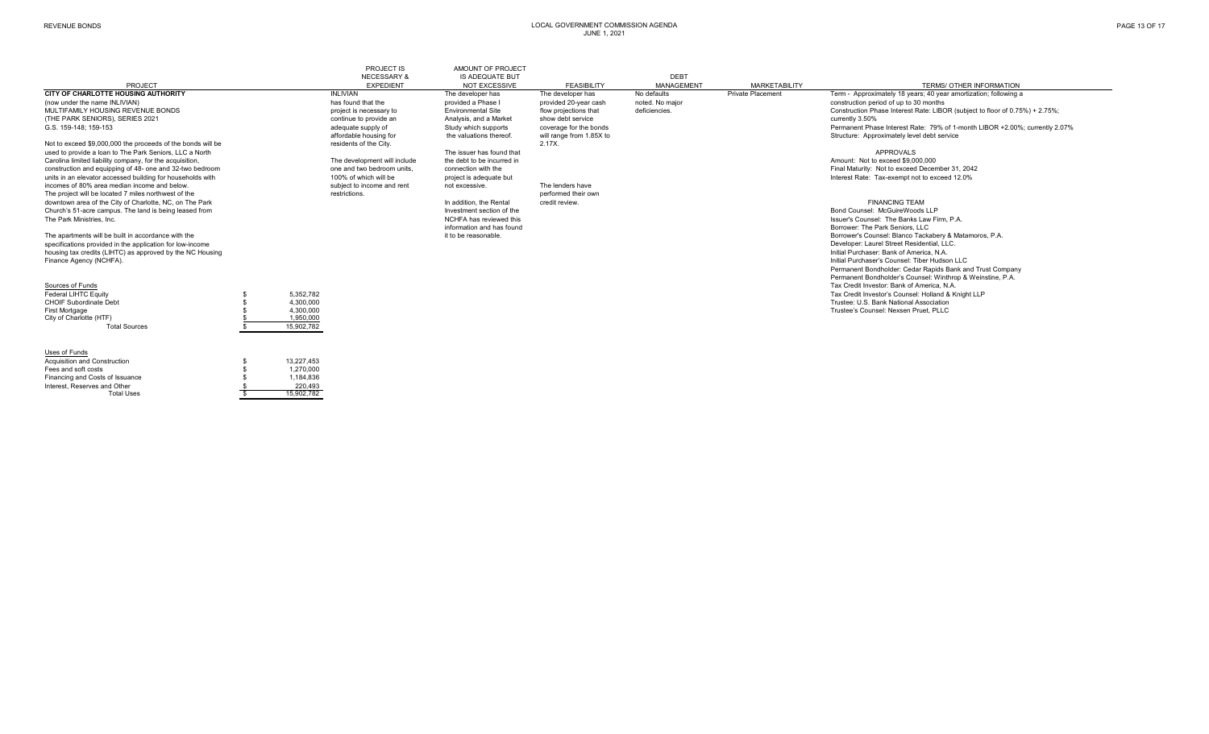| PROJECT | PROJECT IS NECESSARY & EXPEDIENT | AMOUNT OF PROJECT IS ADEQUATE BUT NOT EXCESSIVE | FEASIBILITY | DEBT MANAGEMENT | MARKETABILITY | TERMS/ OTHER INFORMATION |
|---|---|---|---|---|---|---|
| **CITY OF CHARLOTTE HOUSING AUTHORITY** (now under the name INLIVIAN) MULTIFAMILY HOUSING REVENUE BONDS (THE PARK SENIORS), SERIES 2021 G.S. 159-148; 159-153<br><br>Not to exceed $9,000,000 the proceeds of the bonds will be used to provide a loan to The Park Seniors, LLC a North Carolina limited liability company, for the acquisition, construction and equipping of 48- one and 32-two bedroom units in an elevator accessed building for households with incomes of 80% area median income and below. The project will be located 7 miles northwest of the downtown area of the City of Charlotte, NC, on The Park Church's 51-acre campus. The land is being leased from The Park Ministries, Inc.<br><br>The apartments will be built in accordance with the specifications provided in the application for low-income housing tax credits (LIHTC) as approved by the NC Housing Finance Agency (NCHFA). | INLIVIAN has found that the project is necessary to continue to provide an adequate supply of affordable housing for residents of the City.<br><br>The development will include one and two bedroom units, 100% of which will be subject to income and rent restrictions. | The developer has provided a Phase I Environmental Site Analysis, and a Market Study which supports the valuations thereof.<br><br>The issuer has found that the debt to be incurred in connection with the project is adequate but not excessive.<br><br>In addition, the Rental Investment section of the NCHFA has reviewed this information and has found it to be reasonable. | The developer has provided 20-year cash flow projections that show debt service coverage for the bonds will range from 1.85X to 2.17X.<br><br>The lenders have performed their own credit review. | No defaults noted. No major deficiencies. | Private Placement | Term - Approximately 18 years; 40 year amortization; following a construction period of up to 30 months<br>Construction Phase Interest Rate: LIBOR (subject to floor of 0.75%) + 2.75%; currently 3.50%<br>Permanent Phase Interest Rate: 79% of 1-month LIBOR +2.00%; currently 2.07%<br>Structure: Approximately level debt service<br><br>APPROVALS<br>Amount: Not to exceed $9,000,000<br>Final Maturity: Not to exceed December 31, 2042<br>Interest Rate: Tax-exempt not to exceed 12.0%<br><br>FINANCING TEAM<br>Bond Counsel: McGuireWoods LLP<br>Issuer's Counsel: The Banks Law Firm, P.A.<br>Borrower: The Park Seniors, LLC<br>Borrower's Counsel: Blanco Tackabery & Matamoros, P.A.<br>Developer: Laurel Street Residential, LLC.<br>Initial Purchaser: Bank of America, N.A.<br>Initial Purchaser's Counsel: Tiber Hudson LLC<br>Permanent Bondholder: Cedar Rapids Bank and Trust Company<br>Permanent Bondholder's Counsel: Winthrop & Weinstine, P.A.<br>Tax Credit Investor: Bank of America, N.A.<br>Tax Credit Investor's Counsel: Holland & Knight LLP<br>Trustee: U.S. Bank National Association<br>Trustee's Counsel: Nexsen Pruet, PLLC |

| Sources of Funds | |
|---|---|
| Federal LIHTC Equity | $ 5,352,782 |
| CHOIF Subordinate Debt | $ 4,300,000 |
| First Mortgage | $ 4,300,000 |
| City of Charlotte (HTF) | $ 1,950,000 |
| Total Sources | $ 15,902,782 |

| Uses of Funds | |
|---|---|
| Acquisition and Construction | $ 13,227,453 |
| Fees and soft costs | $ 1,270,000 |
| Financing and Costs of Issuance | $ 1,184,836 |
| Interest, Reserves and Other | $ 220,493 |
| Total Uses | $ 15,902,782 |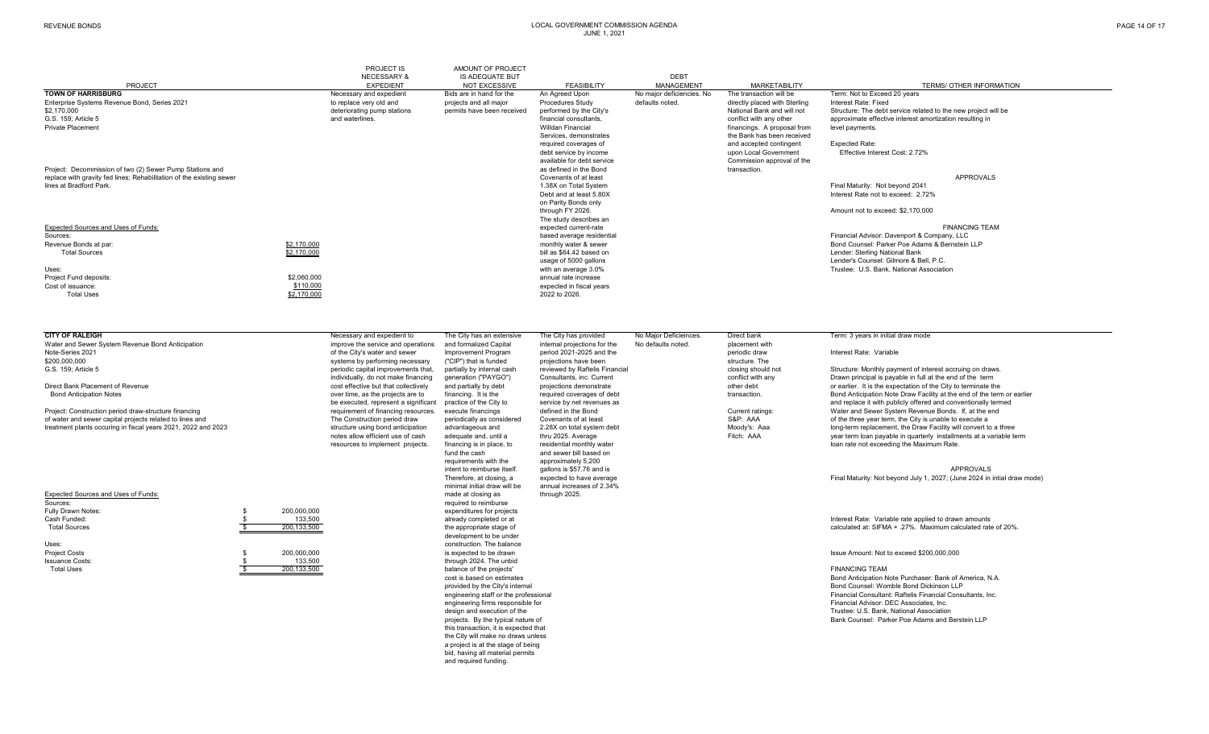| PROJECT | | PROJECT IS NECESSARY & EXPEDIENT | AMOUNT OF PROJECT IS ADEQUATE BUT NOT EXCESSIVE | FEASIBILITY | DEBT MANAGEMENT | MARKETABILITY | TERMS/ OTHER INFORMATION |
|---|---|---|---|---|---|---|---|
| **TOWN OF HARRISBURG**<br>Enterprise Systems Revenue Bond, Series 2021<br>$2,170,000<br>G.S. 159; Article 5<br>Private Placement<br><br>Project: Decommission of two (2) Sewer Pump Stations and replace with gravity fed lines; Rehabilitation of the existing sewer lines at Bradford Park.<br><br>Expected Sources and Uses of Funds:<br>Sources:<br>Revenue Bonds at par:<br>Total Sources<br><br>Uses:<br>Project Fund deposits:<br>Cost of issuance:<br>Total Uses | <br><br><br><br><br><br><br><br><br><br><br><br><br>$2,170,000<br>$2,170,000<br><br><br>$2,060,000<br>$110,000<br>$2,170,000 | Necessary and expedient to replace very old and deteriorating pump stations and waterlines. | Bids are in hand for the projects and all major permits have been received | An Agreed Upon Procedures Study performed by the City's financial consultants, Willdan Financial Services, demonstrates required coverages of debt service by income available for debt service as defined in the Bond Covenants of at least 1.38X on Total System Debt and at least 5.80X on Parity Bonds only through FY 2026. The study describes an expected current-rate based average residential monthly water & sewer bill as $64.42 based on usage of 5000 gallons with an average 3.0% annual rate increase expected in fiscal years 2022 to 2026. | No major deficiencies. No defaults noted. | The transaction will be directly placed with Sterling National Bank and will not conflict with any other financings. A proposal from the Bank has been received and accepted contingent upon Local Government Commission approval of the transaction. | Term: Not to Exceed 20 years<br>Interest Rate: Fixed<br>Structure: The debt service related to the new project will be approximate effective interest amortization resulting in level payments.<br><br>Expected Rate:<br>Effective Interest Cost: 2.72%<br><br>APPROVALS<br><br>Final Maturity: Not beyond 2041<br>Interest Rate not to exceed: 2.72%<br><br>Amount not to exceed: $2,170,000<br><br>FINANCING TEAM<br><br>Financial Advisor: Davenport & Company, LLC<br>Bond Counsel: Parker Poe Adams & Bernstein LLP<br>Lender: Sterling National Bank<br>Lender's Counsel: Gilmore & Bell, P.C.<br>Trustee: U.S. Bank, National Association |
| **CITY OF RALEIGH**<br>Water and Sewer System Revenue Bond Anticipation Note-Series 2021<br>$200,000,000<br>G.S. 159; Article 5<br><br>Direct Bank Placement of Revenue Bond Anticipation Notes<br><br>Project: Construction period draw-structure financing of water and sewer capital projects related to lines and treatment plants occuring in fiscal years 2021, 2022 and 2023<br><br>Expected Sources and Uses of Funds:<br>Sources:<br>Fully Drawn Notes:<br>Cash Funded:<br>Total Sources<br><br>Uses:<br>Project Costs<br>Issuance Costs:<br>Total Uses | <br><br><br><br><br><br><br><br><br><br><br><br><br><br>$ 200,000,000<br>$ 133,500<br>$ 200,133,500<br><br><br>$ 200,000,000<br>$ 133,500<br>$ 200,133,500 | Necessary and expedient to improve the service and operations of the City's water and sewer systems by performing necessary periodic capital improvements that, individually, do not make financing cost effective but that collectively over time, as the projects are to be executed, represent a significant requirement of financing resources. The Construction period draw structure using bond anticipation notes allow efficient use of cash resources to implement projects. | The City has an extensive and formalized Capital Improvement Program ("CIP") that is funded partially by internal cash generation ("PAYGO") and partially by debt financing. It is the practice of the City to execute financings periodically as considered advantageous and adequate but, until a financing is in place, to fund the cash requirements with the intent to reimburse itself. Therefore, at closing, a minimal initial draw will be made at closing as required to reimburse expenditures for projects already completed or at the appropriate stage of development to be under construction. The balance is expected to be drawn through 2024. The unbid balance of the projects' cost is based on estimates provided by the City's internal engineering staff or the professional engineering firms responsible for design and execution of the projects. By the typical nature of this transaction, it is expected that the City will make no draws unless a project is at the stage of being bid, having all material permits and required funding. | The City has provided internal projections for the period 2021-2025 and the projections have been reviewed by Raftelis Financial Consultants, Inc. Current projections demonstrate required coverages of debt service by net revenues as defined in the Bond Covenants of at least 2.28X on total system debt thru 2025. Average residential monthly water and sewer bill based on approximately 5,200 gallons is $57.76 and is expected to have average annual increases of 2.34% through 2025. | No Major Deficieinces.<br>No defaults noted. | Direct bank placement with periodic draw structure. The closing should not conflict with any other debt transaction.<br><br>Current ratings:<br>S&P: AAA<br>Moody's: Aaa<br>Fitch: AAA | Term: 3 years in initial draw mode<br><br>Interest Rate: Variable<br><br>Structure: Monthly payment of interest accruing on draws. Drawn principal is payable in full at the end of the term or earlier. It is the expectation of the City to terminate the Bond Anticipation Note Draw Facility at the end of the term or earlier and replace it with publicly offered and conventionally termed Water and Sewer System Revenue Bonds. If, at the end of the three year term, the City is unable to execute a long-term replacement, the Draw Facility will convert to a three year term loan payable in quarterly installments at a variable term loan rate not exceeding the Maximum Rate.<br><br>APPROVALS<br><br>Final Maturity: Not beyond July 1, 2027; (June 2024 in intial draw mode)<br><br>Interest Rate: Variable rate applied to drawn amounts calculated at: SIFMA + .27%. Maximum calculated rate of 20%.<br><br>Issue Amount: Not to exceed $200,000,000<br><br>FINANCING TEAM<br>Bond Anticipation Note Purchaser: Bank of America, N.A.<br>Bond Counsel: Womble Bond Dickinson LLP<br>Financial Consultant: Raftelis Financial Consultants, Inc.<br>Financial Advisor: DEC Associates, Inc.<br>Trustee: U.S. Bank, National Association<br>Bank Counsel: Parker Poe Adams and Berstein LLP |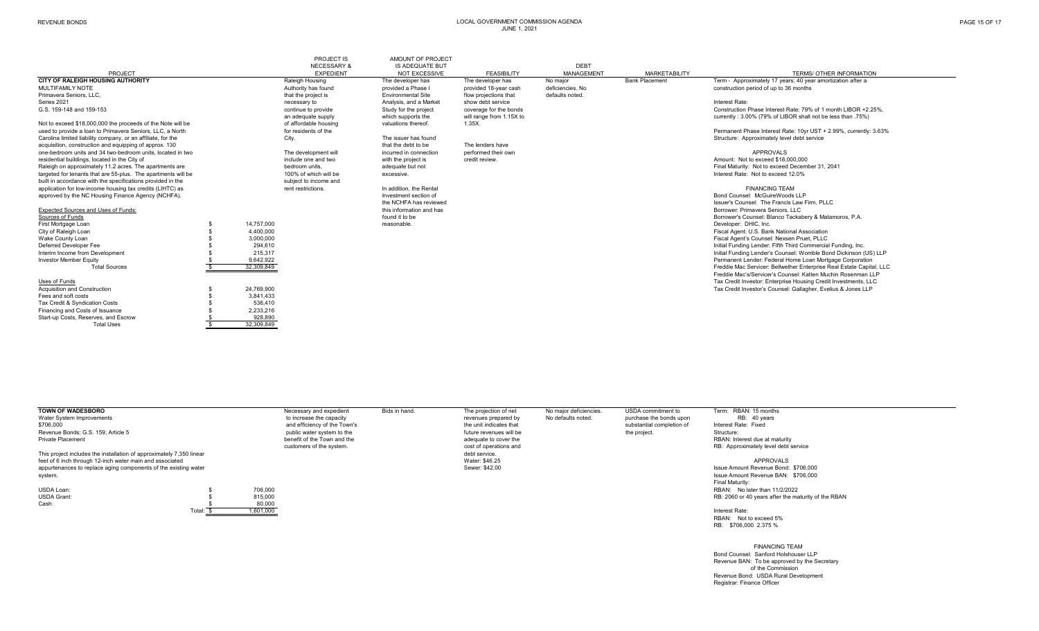| PROJECT | PROJECT IS NECESSARY & EXPEDIENT | AMOUNT OF PROJECT IS ADEQUATE BUT NOT EXCESSIVE | FEASIBILITY | DEBT MANAGEMENT | MARKETABILITY | TERMS/ OTHER INFORMATION |
|---|---|---|---|---|---|---|
| **CITY OF RALEIGH HOUSING AUTHORITY**<br>MULTIFAMILY NOTE<br>Primavera Seniors, LLC,<br>Series 2021<br>G.S. 159-148 and 159-153<br><br>Not to exceed $18,000,000 the proceeds of the Note will be used to provide a loan to Primavera Seniors, LLC, a North Carolina limited liability company, or an affiliate, for the acquisition, construction and equipping of approx. 130 one-bedroom units and 34 two-bedroom units, located in two residential buildings, located in the City of Raleigh on approximately 11.2 acres. The apartments are targeted for tenants that are 55-plus. The apartments will be built in accordance with the specifications provided in the application for low-income housing tax credits (LIHTC) as approved by the NC Housing Finance Agency (NCHFA).<br><br>Expected Sources and Uses of Funds:<br>Sources of Funds<br>First Mortgage Loan $ 14,757,000<br>City of Raleigh Loan $ 4,400,000<br>Wake County Loan $ 3,000,000<br>Deferred Developer Fee $ 294,610<br>Interim Income from Development $ 215,317<br>Investor Member Equity $ 9,642,922<br>Total Sources $ 32,309,849<br><br>Uses of Funds<br>Acquisition and Construction $ 24,769,900<br>Fees and soft costs $ 3,841,433<br>Tax Credit & Syndication Costs $ 536,410<br>Financing and Costs of Issuance $ 2,233,216<br>Start-up Costs, Reserves, and Escrow $ 928,890<br>Total Uses $ 32,309,849 | Raleigh Housing Authority has found that the project is necessary to continue to provide an adequate supply of affordable housing for residents of the City.<br><br>The development will include one and two bedroom units, 100% of which will be subject to income and rent restrictions. | The developer has provided a Phase I Environmental Site Analysis, and a Market Study for the project which supports the valuations thereof.<br><br>The issuer has found that the debt to be incurred in connection with the project is adequate but not excessive.<br><br>In addition, the Rental Investment section of the NCHFA has reviewed this information and has found it to be reasonable. | The developer has provided 18-year cash flow projections that show debt service coverage for the bonds will range from 1.15X to 1.35X.<br><br>The lenders have performed their own credit review. | No major deficiencies. No defaults noted. | Bank Placement | Term - Approximately 17 years; 40 year amortization after a construction period of up to 36 months<br><br>Interest Rate:<br>Construction Phase Interest Rate: 79% of 1 month LIBOR +2.25%, currently : 3.00% (79% of LIBOR shall not be less than .75%)<br><br>Permanent Phase Interest Rate: 10yr UST + 2.99%, currently: 3.63%<br>Structure: Approximately level debt service<br><br>APPROVALS<br>Amount: Not to exceed $18,000,000<br>Final Maturity: Not to exceed December 31, 2041<br>Interest Rate: Not to exceed 12.0%<br><br>FINANCING TEAM<br>Bond Counsel: McGuireWoods LLP<br>Issuer's Counsel: The Francis Law Firm, PLLC<br>Borrower: Primavera Seniors, LLC<br>Borrower's Counsel: Blanco Tackabery & Matamoros, P.A.<br>Developer: DHIC, Inc.<br>Fiscal Agent: U.S. Bank National Association<br>Fiscal Agent's Counsel: Nexsen Pruet, PLLC<br>Initial Funding Lender: Fifth Third Commercial Funding, Inc.<br>Initial Funding Lender's Counsel: Womble Bond Dickinson (US) LLP<br>Permanent Lender: Federal Home Loan Mortgage Corporation<br>Freddie Mac Servicer: Bellwether Enterprise Real Estate Capital, LLC<br>Freddie Mac's/Servicer's Counsel: Katten Muchin Rosenman LLP<br>Tax Credit Investor: Enterprise Housing Credit Investments, LLC<br>Tax Credit Investor's Counsel: Gallagher, Evelius & Jones LLP |
| **TOWN OF WADESBORO**<br>Water System Improvements<br>$706,000<br>Revenue Bonds; G.S. 159; Article 5<br>Private Placement<br><br>This project includes the installation of approximately 7,350 linear feet of 6 inch through 12-inch water main and associated appurtenances to replace aging components of the existing water system.<br><br>USDA Loan: $ 706,000<br>USDA Grant: $ 815,000<br>Cash: $ 80,000<br>Total: $ 1,601,000 | Necessary and expedient to increase the capacity and efficiency of the Town's public water system to the benefit of the Town and the customers of the system. | Bids in hand. | The projection of net revenues prepared by the unit indicates that future revenues will be adequate to cover the cost of operations and debt service.<br>Water: $46.25<br>Sewer: $42.00 | No major deficiencies. No defaults noted. | USDA commitment to purchase the bonds upon substantial completion of the project. | Term: RBAN: 15 months<br>RB: 40 years<br>Interest Rate: Fixed<br>Structure:<br>RBAN: Interest due at maturity<br>RB: Approximately level debt service<br><br>APPROVALS<br>Issue Amount Revenue Bond: $706,000<br>Issue Amount Revenue BAN: $706,000<br>Final Maturity:<br>RBAN: No later than 11/2/2022<br>RB: 2060 or 40 years after the maturity of the RBAN<br><br>Interest Rate:<br>RBAN: Not to exceed 5%<br>RB: $706,000 2.375 %<br><br>FINANCING TEAM<br>Bond Counsel: Sanford Holshouser LLP<br>Revenue BAN: To be approved by the Secretary of the Commission<br>Revenue Bond: USDA Rural Development<br>Registrar: Finance Officer |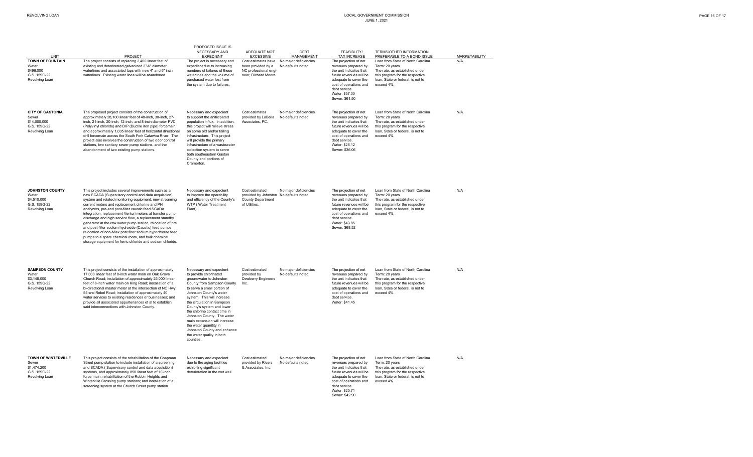| UNIT | PROJECT | PROPOSED ISSUE IS NECESSARY AND EXPEDIENT | ADEQUATE NOT EXCESSIVE | DEBT MANAGEMENT | FEASIBLITY/ TAX INCREASE | TERMS/OTHER INFORMATION PREFERABLE TO A BOND ISSUE | MARKETABILITY |
|---|---|---|---|---|---|---|---|
| **TOWN OF FOUNTAIN** Water $496,000 G.S. 159G-22 Revolving Loan | The project consists of replacing 2,400 linear feet of existing and deteriorated galvanized 2"-6" diameter waterlines and associated taps with new 4" and 6" inch waterlines. Existing water lines will be abandoned. | The project is necessary and expedient due to increasing numbers of failures of these waterlines and the volume of purchased water lost from the system due to failures. | Cost estimates have been provided by a NC professional engineer, Richard Moore. | No major deficiencies No defaults noted. | The projection of net revenues prepared by the unit indicates that future revenues will be adequate to cover the cost of operations and debt service. Water: $57.00 Sewer: $61.50 | Loan from State of North Carolina Term: 20 years The rate, as established under this program for the respective loan, State or federal, is not to exceed 4%. | N/A |
| **CITY OF GASTONIA** Sewer $14,000,000 G.S. 159G-22 Revolving Loan | The proposed project consists of the construction of approximately 28,100 linear feet of 48-inch, 30-inch, 27-inch, 21-inch, 20-inch, 12-inch, and 8-inch diameter PVC (Polyvinyl chloride) and DIP (Ductile iron pipe) forcemain, and approximately 1,035 linear feet of horizontal directional drill forcemain across the South Fork Catawba River. The project also involves the construction of two odor control stations, two sanitary sewer pump stations, and the abandonment of two existing pump stations. | Necessary and expedient to support the aniticipated population influx. In addition, this project will relieve stress on some old and/or failing infrastructure. This project will provide the primary infrastructure of a wastewater collection system to serve both southeastern Gaston County and portions of Cramerton. | Cost estimates provided by LaBella Associates, PC. | No major deficiencies No defaults noted. | The projection of net revenues prepared by the unit indicates that future revenues will be adequate to cover the cost of operations and debt service. Water: $26.12 Sewer: $36.06 | Loan from State of North Carolina Term: 20 years The rate, as established under this program for the respective loan, State or federal, is not to exceed 4%. | N/A |
| **JOHNSTON COUNTY** Water $4,510,000 G.S. 159G-22 Revolving Loan | This project includes several improvements such as a new SCADA (Supervisory control and data acquisition) system and related monitoring equipment, new streaming current meters and replacement chlorine and PH analyzers, pre-and post-filter caustic feed SCADA integration, replacement Venturi meters at transfer pump discharge and high service flow, a replacement standby generator at the raw water pump station, relocation of pre and post-filter sodium hydroxide (Caustic) feed pumps, relocation of non-Miex post filter sodium hypochlorite feed pumps to a spare chemical room, and bulk chemical storage equipment for ferric chloride and sodium chloride. | Necessary and expedient to improve the operability and efficiency of the County's WTP ( Water Treatment Plant). | Cost estimated provided by Johnston County Department of Utilities. | No major deficiencies No defaults noted. | The projection of net revenues prepared by the unit indicates that future revenues will be adequate to cover the cost of operations and debt service. Water: $43.85 Sewer: $68.52 | Loan from State of North Carolina Term: 20 years The rate, as established under this program for the respective loan, State or federal, is not to exceed 4%. | N/A |
| **SAMPSON COUNTY** Water $3,148,000 G.S. 159G-22 Revolving Loan | This project consists of the installation of approximately 17,000 linear feet of 8-inch water main on Oak Grove Church Road; installation of approximately 25,000 linear feet of 8-inch water main on King Road; installation of a bi-directional master meter at the intersection of NC Hwy 55 and Rebel Road; installation of approximately 40 water services to existing residences or businesses; and provide all associated appurtenances et al to establish said interconnections with Johnston County. | Necessary and expedient to provide chlorinated groundwater to Johnston County from Sampson County to serve a small portion of Johnston County's water system. This will increase the circulation in Sampson County's system and lower the chlorine contact time in Johnston County. The water main expansion will increase the water quantity in Johnston County and enhance the water quality in both counties. | Cost estimated provided by Dewberry Engineers Inc. | No major deficiencies No defaults noted. | The projection of net revenues prepared by the unit indicates that future revenues will be adequate to cover the cost of operations and debt service. Water: $41.45 | Loan from State of North Carolina Term: 20 years The rate, as established under this program for the respective loan, State or federal, is not to exceed 4%. | N/A |
| **TOWN OF WINTERVILLE** Sewer $1,474,200 G.S. 159G-22 Revolving Loan | This project consists of the rehabilitation of the Chapman Street pump station to include installation of a screening and SCADA ( Supervisory control and data acquisition) systems, and approximately 850 linear feet of 10-inch force main; rehabilitation of the Robbin Heights and Winterville Crossing pump stations; and installation of a screening system at the Church Street pump station. | Necessary and expedient due to the aging facilities exhibiting significant deterioration in the wet well. | Cost estimated provided by Rivers & Associates, Inc. | No major deficiencies No defaults noted. | The projection of net revenues prepared by the unit indicates that future revenues will be adequate to cover the cost of operations and debt service. Water: $25.71 Sewer: $42.90 | Loan from State of North Carolina Term: 20 years The rate, as established under this program for the respective loan, State or federal, is not to exceed 4%. | N/A |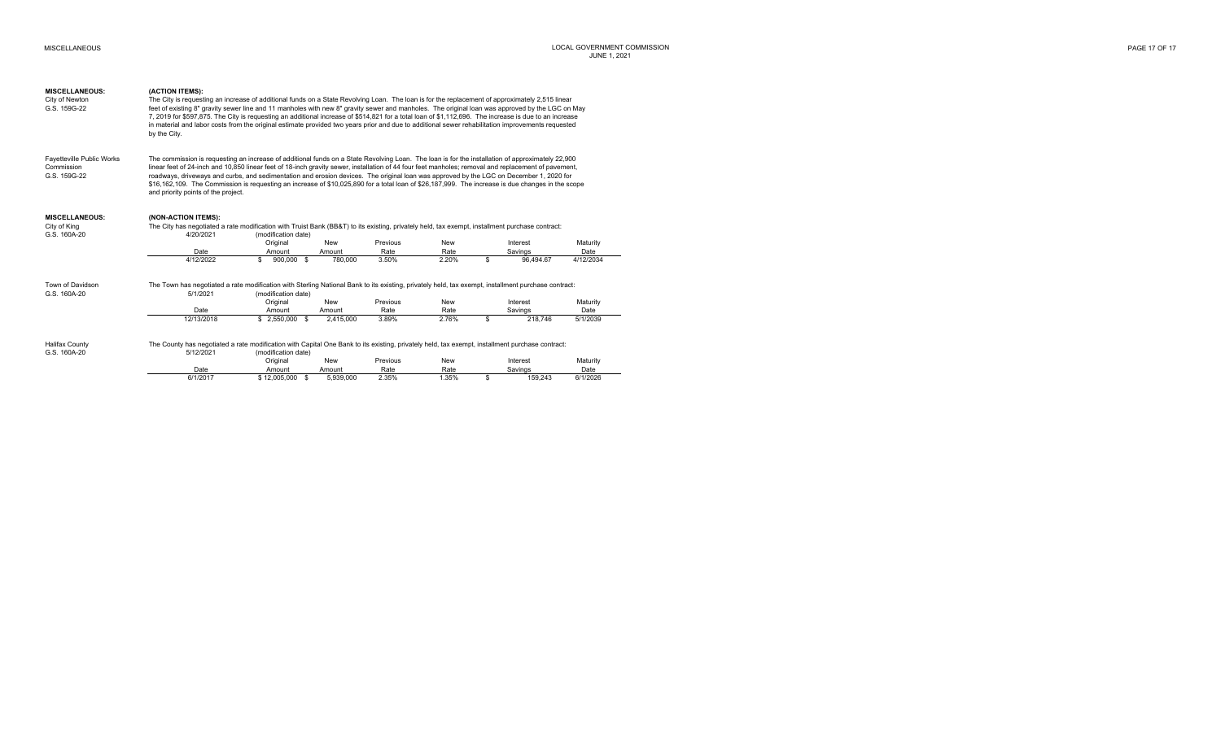## MISCELLANEOUS: (ACTION ITEMS):

**City of Newton**
G.S. 159G-22

The City is requesting an increase of additional funds on a State Revolving Loan. The loan is for the replacement of approximately 2,515 linear feet of existing 8" gravity sewer line and 11 manholes with new 8" gravity sewer and manholes. The original loan was approved by the LGC on May 7, 2019 for $597,875. The City is requesting an additional increase of $514,821 for a total loan of $1,112,696. The increase is due to an increase in material and labor costs from the original estimate provided two years prior and due to additional sewer rehabilitation improvements requested by the City.

**Fayetteville Public Works Commission**
G.S. 159G-22

The commission is requesting an increase of additional funds on a State Revolving Loan. The loan is for the installation of approximately 22,900 linear feet of 24-inch and 10,850 linear feet of 18-inch gravity sewer, installation of 44 four feet manholes; removal and replacement of pavement, roadways, driveways and curbs, and sedimentation and erosion devices. The original loan was approved by the LGC on December 1, 2020 for $16,162,109. The Commission is requesting an increase of $10,025,890 for a total loan of $26,187,999. The increase is due changes in the scope and priority points of the project.

## MISCELLANEOUS: (NON-ACTION ITEMS):

**City of King**
G.S. 160A-20

The City has negotiated a rate modification with Truist Bank (BB&T) to its existing, privately held, tax exempt, installment purchase contract:

4/20/2021 (modification date)

| Date | Original Amount | New Amount | Previous Rate | New Rate | Interest Savings | Maturity Date |
|---|---|---|---|---|---|---|
| 4/12/2022 | $ 900,000 | $ 780,000 | 3.50% | 2.20% | $ 96,494.67 | 4/12/2034 |

**Town of Davidson**
G.S. 160A-20

The Town has negotiated a rate modification with Sterling National Bank to its existing, privately held, tax exempt, installment purchase contract:

5/1/2021 (modification date)

| Date | Original Amount | New Amount | Previous Rate | New Rate | Interest Savings | Maturity Date |
|---|---|---|---|---|---|---|
| 12/13/2018 | $ 2,550,000 | $ 2,415,000 | 3.89% | 2.76% | $ 218,746 | 5/1/2039 |

**Halifax County**
G.S. 160A-20

The County has negotiated a rate modification with Capital One Bank to its existing, privately held, tax exempt, installment purchase contract:

5/12/2021 (modification date)

| Date | Original Amount | New Amount | Previous Rate | New Rate | Interest Savings | Maturity Date |
|---|---|---|---|---|---|---|
| 6/1/2017 | $ 12,005,000 | $ 5,939,000 | 2.35% | 1.35% | $ 159,243 | 6/1/2026 |